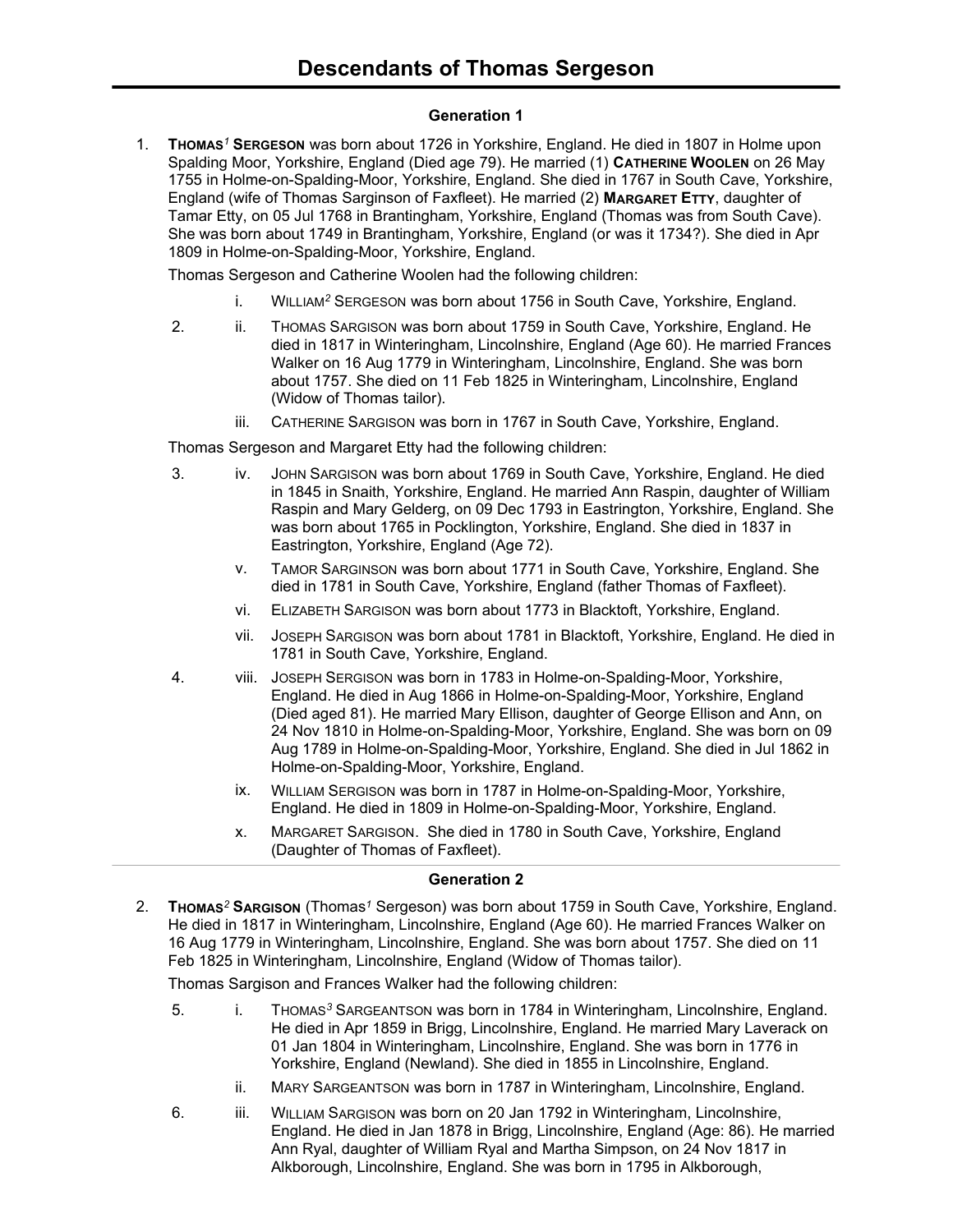# Descendants of Thomas Sergeson

## Generation 1

1. **THOMAS[1] SERGESON** was born about 1726 in Yorkshire, England. He died in 1807 in Holme upon Spalding Moor, Yorkshire, England (Died age 79). He married (1) **CATHERINE WOOLEN** on 26 May 1755 in Holme-on-Spalding-Moor, Yorkshire, England. She died in 1767 in South Cave, Yorkshire, England (wife of Thomas Sarginson of Faxfleet). He married (2) **MARGARET ETTY**, daughter of Tamar Etty, on 05 Jul 1768 in Brantingham, Yorkshire, England (Thomas was from South Cave). She was born about 1749 in Brantingham, Yorkshire, England (or was it 1734?). She died in Apr 1809 in Holme-on-Spalding-Moor, Yorkshire, England.

   Thomas Sergeson and Catherine Woolen had the following children:

   - i. WILLIAM[2] SERGESON was born about 1756 in South Cave, Yorkshire, England.
   - 2. ii. THOMAS SARGISON was born about 1759 in South Cave, Yorkshire, England. He died in 1817 in Winteringham, Lincolnshire, England (Age 60). He married Frances Walker on 16 Aug 1779 in Winteringham, Lincolnshire, England. She was born about 1757. She died on 11 Feb 1825 in Winteringham, Lincolnshire, England (Widow of Thomas tailor).
   - iii. CATHERINE SARGISON was born in 1767 in South Cave, Yorkshire, England.

   Thomas Sergeson and Margaret Etty had the following children:

   - 3. iv. JOHN SARGISON was born about 1769 in South Cave, Yorkshire, England. He died in 1845 in Snaith, Yorkshire, England. He married Ann Raspin, daughter of William Raspin and Mary Gelderg, on 09 Dec 1793 in Eastrington, Yorkshire, England. She was born about 1765 in Pocklington, Yorkshire, England. She died in 1837 in Eastrington, Yorkshire, England (Age 72).
   - v. TAMOR SARGINSON was born about 1771 in South Cave, Yorkshire, England. She died in 1781 in South Cave, Yorkshire, England (father Thomas of Faxfleet).
   - vi. ELIZABETH SARGISON was born about 1773 in Blacktoft, Yorkshire, England.
   - vii. JOSEPH SARGISON was born about 1781 in Blacktoft, Yorkshire, England. He died in 1781 in South Cave, Yorkshire, England.
   - 4. viii. JOSEPH SERGISON was born in 1783 in Holme-on-Spalding-Moor, Yorkshire, England. He died in Aug 1866 in Holme-on-Spalding-Moor, Yorkshire, England (Died aged 81). He married Mary Ellison, daughter of George Ellison and Ann, on 24 Nov 1810 in Holme-on-Spalding-Moor, Yorkshire, England. She was born on 09 Aug 1789 in Holme-on-Spalding-Moor, Yorkshire, England. She died in Jul 1862 in Holme-on-Spalding-Moor, Yorkshire, England.
   - ix. WILLIAM SERGISON was born in 1787 in Holme-on-Spalding-Moor, Yorkshire, England. He died in 1809 in Holme-on-Spalding-Moor, Yorkshire, England.
   - x. MARGARET SARGISON. She died in 1780 in South Cave, Yorkshire, England (Daughter of Thomas of Faxfleet).

---

## Generation 2

2. **THOMAS[2] SARGISON** (Thomas[1] Sergeson) was born about 1759 in South Cave, Yorkshire, England. He died in 1817 in Winteringham, Lincolnshire, England (Age 60). He married Frances Walker on 16 Aug 1779 in Winteringham, Lincolnshire, England. She was born about 1757. She died on 11 Feb 1825 in Winteringham, Lincolnshire, England (Widow of Thomas tailor).

   Thomas Sargison and Frances Walker had the following children:

   - 5. i. THOMAS[3] SARGEANTSON was born in 1784 in Winteringham, Lincolnshire, England. He died in Apr 1859 in Brigg, Lincolnshire, England. He married Mary Laverack on 01 Jan 1804 in Winteringham, Lincolnshire, England. She was born in 1776 in Yorkshire, England (Newland). She died in 1855 in Lincolnshire, England.
   - ii. MARY SARGEANTSON was born in 1787 in Winteringham, Lincolnshire, England.
   - 6. iii. WILLIAM SARGISON was born on 20 Jan 1792 in Winteringham, Lincolnshire, England. He died in Jan 1878 in Brigg, Lincolnshire, England (Age: 86). He married Ann Ryal, daughter of William Ryal and Martha Simpson, on 24 Nov 1817 in Alkborough, Lincolnshire, England. She was born in 1795 in Alkborough,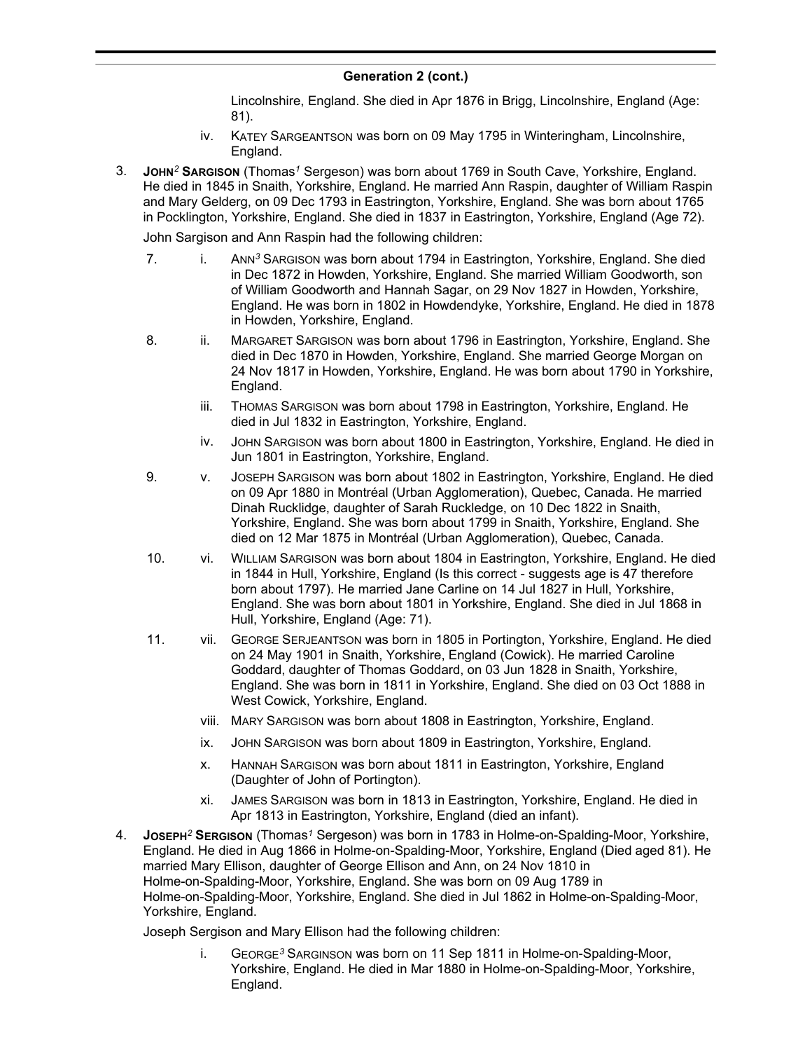## Generation 2 (cont.)

Lincolnshire, England. She died in Apr 1876 in Brigg, Lincolnshire, England (Age: 81).

iv. KATEY SARGEANTSON was born on 09 May 1795 in Winteringham, Lincolnshire, England.

3. **JOHN[2] SARGISON** (Thomas[1] Sergeson) was born about 1769 in South Cave, Yorkshire, England. He died in 1845 in Snaith, Yorkshire, England. He married Ann Raspin, daughter of William Raspin and Mary Gelderg, on 09 Dec 1793 in Eastrington, Yorkshire, England. She was born about 1765 in Pocklington, Yorkshire, England. She died in 1837 in Eastrington, Yorkshire, England (Age 72).

   John Sargison and Ann Raspin had the following children:

   7. i. ANN[3] SARGISON was born about 1794 in Eastrington, Yorkshire, England. She died in Dec 1872 in Howden, Yorkshire, England. She married William Goodworth, son of William Goodworth and Hannah Sagar, on 29 Nov 1827 in Howden, Yorkshire, England. He was born in 1802 in Howdendyke, Yorkshire, England. He died in 1878 in Howden, Yorkshire, England.

   8. ii. MARGARET SARGISON was born about 1796 in Eastrington, Yorkshire, England. She died in Dec 1870 in Howden, Yorkshire, England. She married George Morgan on 24 Nov 1817 in Howden, Yorkshire, England. He was born about 1790 in Yorkshire, England.

   iii. THOMAS SARGISON was born about 1798 in Eastrington, Yorkshire, England. He died in Jul 1832 in Eastrington, Yorkshire, England.

   iv. JOHN SARGISON was born about 1800 in Eastrington, Yorkshire, England. He died in Jun 1801 in Eastrington, Yorkshire, England.

   9. v. JOSEPH SARGISON was born about 1802 in Eastrington, Yorkshire, England. He died on 09 Apr 1880 in Montréal (Urban Agglomeration), Quebec, Canada. He married Dinah Rucklidge, daughter of Sarah Ruckledge, on 10 Dec 1822 in Snaith, Yorkshire, England. She was born about 1799 in Snaith, Yorkshire, England. She died on 12 Mar 1875 in Montréal (Urban Agglomeration), Quebec, Canada.

   10. vi. WILLIAM SARGISON was born about 1804 in Eastrington, Yorkshire, England. He died in 1844 in Hull, Yorkshire, England (Is this correct - suggests age is 47 therefore born about 1797). He married Jane Carline on 14 Jul 1827 in Hull, Yorkshire, England. She was born about 1801 in Yorkshire, England. She died in Jul 1868 in Hull, Yorkshire, England (Age: 71).

   11. vii. GEORGE SERJEANTSON was born in 1805 in Portington, Yorkshire, England. He died on 24 May 1901 in Snaith, Yorkshire, England (Cowick). He married Caroline Goddard, daughter of Thomas Goddard, on 03 Jun 1828 in Snaith, Yorkshire, England. She was born in 1811 in Yorkshire, England. She died on 03 Oct 1888 in West Cowick, Yorkshire, England.

   viii. MARY SARGISON was born about 1808 in Eastrington, Yorkshire, England.

   ix. JOHN SARGISON was born about 1809 in Eastrington, Yorkshire, England.

   x. HANNAH SARGISON was born about 1811 in Eastrington, Yorkshire, England (Daughter of John of Portington).

   xi. JAMES SARGISON was born in 1813 in Eastrington, Yorkshire, England. He died in Apr 1813 in Eastrington, Yorkshire, England (died an infant).

4. **JOSEPH[2] SERGISON** (Thomas[1] Sergeson) was born in 1783 in Holme-on-Spalding-Moor, Yorkshire, England. He died in Aug 1866 in Holme-on-Spalding-Moor, Yorkshire, England (Died aged 81). He married Mary Ellison, daughter of George Ellison and Ann, on 24 Nov 1810 in Holme-on-Spalding-Moor, Yorkshire, England. She was born on 09 Aug 1789 in Holme-on-Spalding-Moor, Yorkshire, England. She died in Jul 1862 in Holme-on-Spalding-Moor, Yorkshire, England.

   Joseph Sergison and Mary Ellison had the following children:

   i. GEORGE[3] SARGINSON was born on 11 Sep 1811 in Holme-on-Spalding-Moor, Yorkshire, England. He died in Mar 1880 in Holme-on-Spalding-Moor, Yorkshire, England.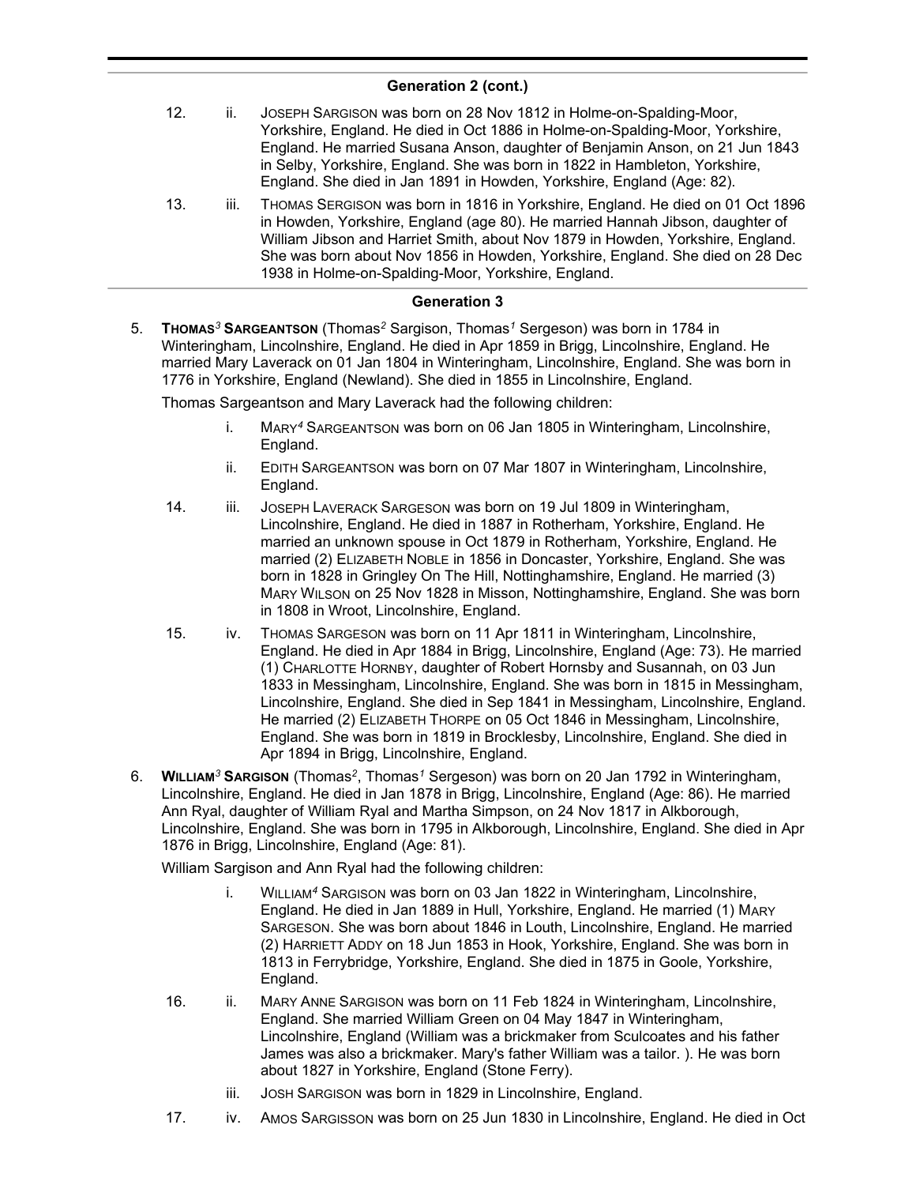## Generation 2 (cont.)

12. ii. JOSEPH SARGISON was born on 28 Nov 1812 in Holme-on-Spalding-Moor, Yorkshire, England. He died in Oct 1886 in Holme-on-Spalding-Moor, Yorkshire, England. He married Susana Anson, daughter of Benjamin Anson, on 21 Jun 1843 in Selby, Yorkshire, England. She was born in 1822 in Hambleton, Yorkshire, England. She died in Jan 1891 in Howden, Yorkshire, England (Age: 82).

13. iii. THOMAS SERGISON was born in 1816 in Yorkshire, England. He died on 01 Oct 1896 in Howden, Yorkshire, England (age 80). He married Hannah Jibson, daughter of William Jibson and Harriet Smith, about Nov 1879 in Howden, Yorkshire, England. She was born about Nov 1856 in Howden, Yorkshire, England. She died on 28 Dec 1938 in Holme-on-Spalding-Moor, Yorkshire, England.

## Generation 3

5. **THOMAS[3] SARGEANTSON** (Thomas[2] Sargison, Thomas[1] Sergeson) was born in 1784 in Winteringham, Lincolnshire, England. He died in Apr 1859 in Brigg, Lincolnshire, England. He married Mary Laverack on 01 Jan 1804 in Winteringham, Lincolnshire, England. She was born in 1776 in Yorkshire, England (Newland). She died in 1855 in Lincolnshire, England.

   Thomas Sargeantson and Mary Laverack had the following children:

   i. MARY[4] SARGEANTSON was born on 06 Jan 1805 in Winteringham, Lincolnshire, England.

   ii. EDITH SARGEANTSON was born on 07 Mar 1807 in Winteringham, Lincolnshire, England.

   14. iii. JOSEPH LAVERACK SARGESON was born on 19 Jul 1809 in Winteringham, Lincolnshire, England. He died in 1887 in Rotherham, Yorkshire, England. He married an unknown spouse in Oct 1879 in Rotherham, Yorkshire, England. He married (2) ELIZABETH NOBLE in 1856 in Doncaster, Yorkshire, England. She was born in 1828 in Gringley On The Hill, Nottinghamshire, England. He married (3) MARY WILSON on 25 Nov 1828 in Misson, Nottinghamshire, England. She was born in 1808 in Wroot, Lincolnshire, England.

   15. iv. THOMAS SARGESON was born on 11 Apr 1811 in Winteringham, Lincolnshire, England. He died in Apr 1884 in Brigg, Lincolnshire, England (Age: 73). He married (1) CHARLOTTE HORNBY, daughter of Robert Hornsby and Susannah, on 03 Jun 1833 in Messingham, Lincolnshire, England. She was born in 1815 in Messingham, Lincolnshire, England. She died in Sep 1841 in Messingham, Lincolnshire, England. He married (2) ELIZABETH THORPE on 05 Oct 1846 in Messingham, Lincolnshire, England. She was born in 1819 in Brocklesby, Lincolnshire, England. She died in Apr 1894 in Brigg, Lincolnshire, England.

6. **WILLIAM[3] SARGISON** (Thomas[2], Thomas[1] Sergeson) was born on 20 Jan 1792 in Winteringham, Lincolnshire, England. He died in Jan 1878 in Brigg, Lincolnshire, England (Age: 86). He married Ann Ryal, daughter of William Ryal and Martha Simpson, on 24 Nov 1817 in Alkborough, Lincolnshire, England. She was born in 1795 in Alkborough, Lincolnshire, England. She died in Apr 1876 in Brigg, Lincolnshire, England (Age: 81).

   William Sargison and Ann Ryal had the following children:

   i. WILLIAM[4] SARGISON was born on 03 Jan 1822 in Winteringham, Lincolnshire, England. He died in Jan 1889 in Hull, Yorkshire, England. He married (1) MARY SARGESON. She was born about 1846 in Louth, Lincolnshire, England. He married (2) HARRIETT ADDY on 18 Jun 1853 in Hook, Yorkshire, England. She was born in 1813 in Ferrybridge, Yorkshire, England. She died in 1875 in Goole, Yorkshire, England.

   16. ii. MARY ANNE SARGISON was born on 11 Feb 1824 in Winteringham, Lincolnshire, England. She married William Green on 04 May 1847 in Winteringham, Lincolnshire, England (William was a brickmaker from Sculcoates and his father James was also a brickmaker. Mary's father William was a tailor. ). He was born about 1827 in Yorkshire, England (Stone Ferry).

   iii. JOSH SARGISON was born in 1829 in Lincolnshire, England.

   17. iv. AMOS SARGISSON was born on 25 Jun 1830 in Lincolnshire, England. He died in Oct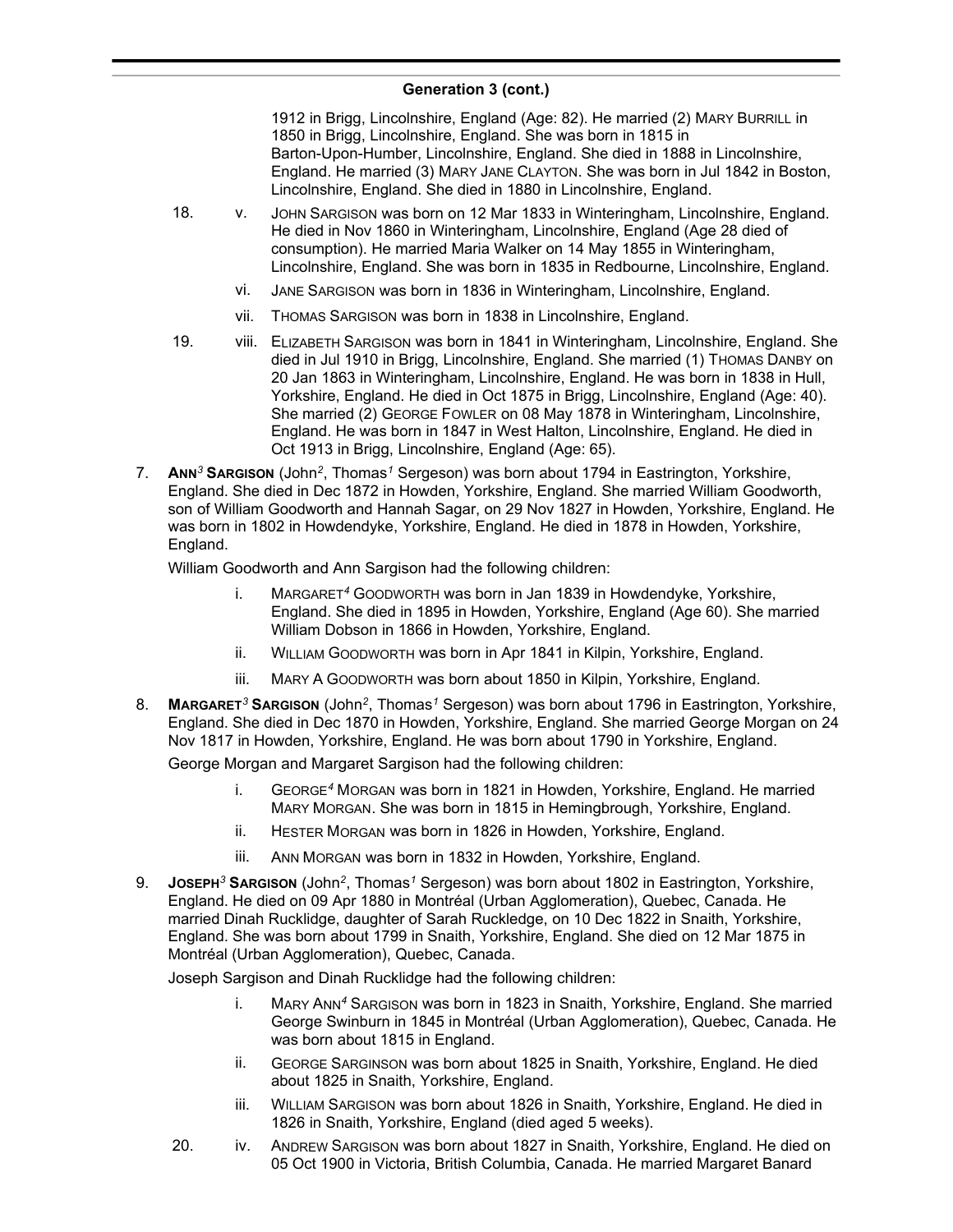## Generation 3 (cont.)

1912 in Brigg, Lincolnshire, England (Age: 82). He married (2) Mary Burrill in 1850 in Brigg, Lincolnshire, England. She was born in 1815 in Barton-Upon-Humber, Lincolnshire, England. She died in 1888 in Lincolnshire, England. He married (3) Mary Jane Clayton. She was born in Jul 1842 in Boston, Lincolnshire, England. She died in 1880 in Lincolnshire, England.

18. v. John Sargison was born on 12 Mar 1833 in Winteringham, Lincolnshire, England. He died in Nov 1860 in Winteringham, Lincolnshire, England (Age 28 died of consumption). He married Maria Walker on 14 May 1855 in Winteringham, Lincolnshire, England. She was born in 1835 in Redbourne, Lincolnshire, England.

vi. Jane Sargison was born in 1836 in Winteringham, Lincolnshire, England.

vii. Thomas Sargison was born in 1838 in Lincolnshire, England.

19. viii. Elizabeth Sargison was born in 1841 in Winteringham, Lincolnshire, England. She died in Jul 1910 in Brigg, Lincolnshire, England. She married (1) Thomas Danby on 20 Jan 1863 in Winteringham, Lincolnshire, England. He was born in 1838 in Hull, Yorkshire, England. He died in Oct 1875 in Brigg, Lincolnshire, England (Age: 40). She married (2) George Fowler on 08 May 1878 in Winteringham, Lincolnshire, England. He was born in 1847 in West Halton, Lincolnshire, England. He died in Oct 1913 in Brigg, Lincolnshire, England (Age: 65).

7. **Ann*[3]* Sargison** (John[2], Thomas[1] Sergeson) was born about 1794 in Eastrington, Yorkshire, England. She died in Dec 1872 in Howden, Yorkshire, England. She married William Goodworth, son of William Goodworth and Hannah Sagar, on 29 Nov 1827 in Howden, Yorkshire, England. He was born in 1802 in Howdendyke, Yorkshire, England. He died in 1878 in Howden, Yorkshire, England.

William Goodworth and Ann Sargison had the following children:

i. Margaret[4] Goodworth was born in Jan 1839 in Howdendyke, Yorkshire, England. She died in 1895 in Howden, Yorkshire, England (Age 60). She married William Dobson in 1866 in Howden, Yorkshire, England.

ii. William Goodworth was born in Apr 1841 in Kilpin, Yorkshire, England.

iii. Mary A Goodworth was born about 1850 in Kilpin, Yorkshire, England.

8. **Margaret[3] Sargison** (John[2], Thomas[1] Sergeson) was born about 1796 in Eastrington, Yorkshire, England. She died in Dec 1870 in Howden, Yorkshire, England. She married George Morgan on 24 Nov 1817 in Howden, Yorkshire, England. He was born about 1790 in Yorkshire, England.

George Morgan and Margaret Sargison had the following children:

i. George[4] Morgan was born in 1821 in Howden, Yorkshire, England. He married Mary Morgan. She was born in 1815 in Hemingbrough, Yorkshire, England.

ii. Hester Morgan was born in 1826 in Howden, Yorkshire, England.

iii. Ann Morgan was born in 1832 in Howden, Yorkshire, England.

9. **Joseph[3] Sargison** (John[2], Thomas[1] Sergeson) was born about 1802 in Eastrington, Yorkshire, England. He died on 09 Apr 1880 in Montréal (Urban Agglomeration), Quebec, Canada. He married Dinah Rucklidge, daughter of Sarah Ruckledge, on 10 Dec 1822 in Snaith, Yorkshire, England. She was born about 1799 in Snaith, Yorkshire, England. She died on 12 Mar 1875 in Montréal (Urban Agglomeration), Quebec, Canada.

Joseph Sargison and Dinah Rucklidge had the following children:

i. Mary Ann[4] Sargison was born in 1823 in Snaith, Yorkshire, England. She married George Swinburn in 1845 in Montréal (Urban Agglomeration), Quebec, Canada. He was born about 1815 in England.

ii. George Sarginson was born about 1825 in Snaith, Yorkshire, England. He died about 1825 in Snaith, Yorkshire, England.

iii. William Sargison was born about 1826 in Snaith, Yorkshire, England. He died in 1826 in Snaith, Yorkshire, England (died aged 5 weeks).

20. iv. Andrew Sargison was born about 1827 in Snaith, Yorkshire, England. He died on 05 Oct 1900 in Victoria, British Columbia, Canada. He married Margaret Banard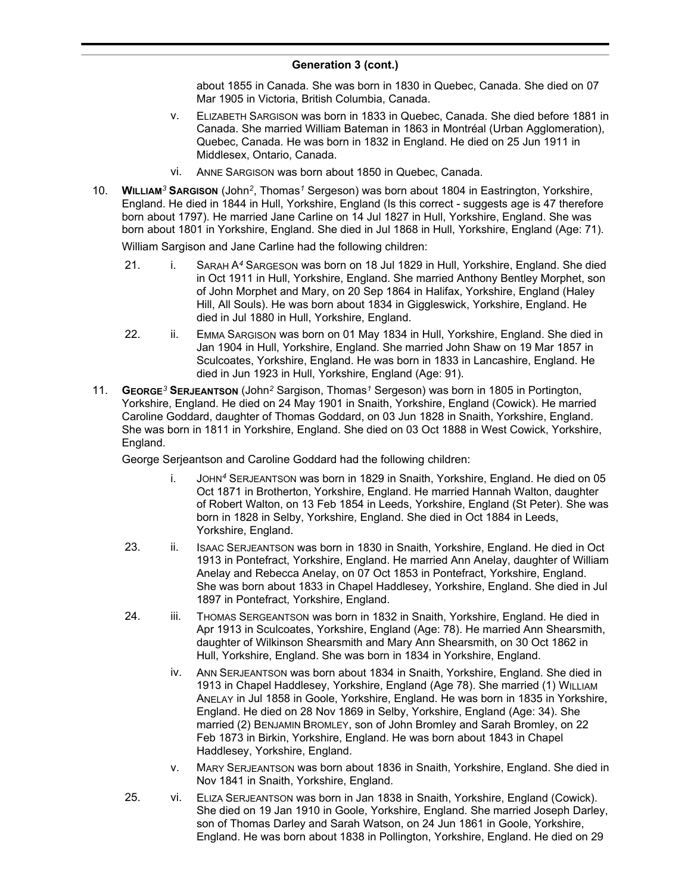## Generation 3 (cont.)

about 1855 in Canada. She was born in 1830 in Quebec, Canada. She died on 07 Mar 1905 in Victoria, British Columbia, Canada.

v. ELIZABETH SARGISON was born in 1833 in Quebec, Canada. She died before 1881 in Canada. She married William Bateman in 1863 in Montréal (Urban Agglomeration), Quebec, Canada. He was born in 1832 in England. He died on 25 Jun 1911 in Middlesex, Ontario, Canada.

vi. ANNE SARGISON was born about 1850 in Quebec, Canada.

10. **WILLIAM[3] SARGISON** (John[2], Thomas[1] Sergeson) was born about 1804 in Eastrington, Yorkshire, England. He died in 1844 in Hull, Yorkshire, England (Is this correct - suggests age is 47 therefore born about 1797). He married Jane Carline on 14 Jul 1827 in Hull, Yorkshire, England. She was born about 1801 in Yorkshire, England. She died in Jul 1868 in Hull, Yorkshire, England (Age: 71).

William Sargison and Jane Carline had the following children:

21. i. SARAH A[4] SARGESON was born on 18 Jul 1829 in Hull, Yorkshire, England. She died in Oct 1911 in Hull, Yorkshire, England. She married Anthony Bentley Morphet, son of John Morphet and Mary, on 20 Sep 1864 in Halifax, Yorkshire, England (Haley Hill, All Souls). He was born about 1834 in Giggleswick, Yorkshire, England. He died in Jul 1880 in Hull, Yorkshire, England.

22. ii. EMMA SARGISON was born on 01 May 1834 in Hull, Yorkshire, England. She died in Jan 1904 in Hull, Yorkshire, England. She married John Shaw on 19 Mar 1857 in Sculcoates, Yorkshire, England. He was born in 1833 in Lancashire, England. He died in Jun 1923 in Hull, Yorkshire, England (Age: 91).

11. **GEORGE[3] SERJEANTSON** (John[2] Sargison, Thomas[1] Sergeson) was born in 1805 in Portington, Yorkshire, England. He died on 24 May 1901 in Snaith, Yorkshire, England (Cowick). He married Caroline Goddard, daughter of Thomas Goddard, on 03 Jun 1828 in Snaith, Yorkshire, England. She was born in 1811 in Yorkshire, England. She died on 03 Oct 1888 in West Cowick, Yorkshire, England.

George Serjeantson and Caroline Goddard had the following children:

i. JOHN[4] SERJEANTSON was born in 1829 in Snaith, Yorkshire, England. He died on 05 Oct 1871 in Brotherton, Yorkshire, England. He married Hannah Walton, daughter of Robert Walton, on 13 Feb 1854 in Leeds, Yorkshire, England (St Peter). She was born in 1828 in Selby, Yorkshire, England. She died in Oct 1884 in Leeds, Yorkshire, England.

23. ii. ISAAC SERJEANTSON was born in 1830 in Snaith, Yorkshire, England. He died in Oct 1913 in Pontefract, Yorkshire, England. He married Ann Anelay, daughter of William Anelay and Rebecca Anelay, on 07 Oct 1853 in Pontefract, Yorkshire, England. She was born about 1833 in Chapel Haddlesey, Yorkshire, England. She died in Jul 1897 in Pontefract, Yorkshire, England.

24. iii. THOMAS SERGEANTSON was born in 1832 in Snaith, Yorkshire, England. He died in Apr 1913 in Sculcoates, Yorkshire, England (Age: 78). He married Ann Shearsmith, daughter of Wilkinson Shearsmith and Mary Ann Shearsmith, on 30 Oct 1862 in Hull, Yorkshire, England. She was born in 1834 in Yorkshire, England.

iv. ANN SERJEANTSON was born about 1834 in Snaith, Yorkshire, England. She died in 1913 in Chapel Haddlesey, Yorkshire, England (Age 78). She married (1) WILLIAM ANELAY in Jul 1858 in Goole, Yorkshire, England. He was born in 1835 in Yorkshire, England. He died on 28 Nov 1869 in Selby, Yorkshire, England (Age: 34). She married (2) BENJAMIN BROMLEY, son of John Bromley and Sarah Bromley, on 22 Feb 1873 in Birkin, Yorkshire, England. He was born about 1843 in Chapel Haddlesey, Yorkshire, England.

v. MARY SERJEANTSON was born about 1836 in Snaith, Yorkshire, England. She died in Nov 1841 in Snaith, Yorkshire, England.

25. vi. ELIZA SERJEANTSON was born in Jan 1838 in Snaith, Yorkshire, England (Cowick). She died on 19 Jan 1910 in Goole, Yorkshire, England. She married Joseph Darley, son of Thomas Darley and Sarah Watson, on 24 Jun 1861 in Goole, Yorkshire, England. He was born about 1838 in Pollington, Yorkshire, England. He died on 29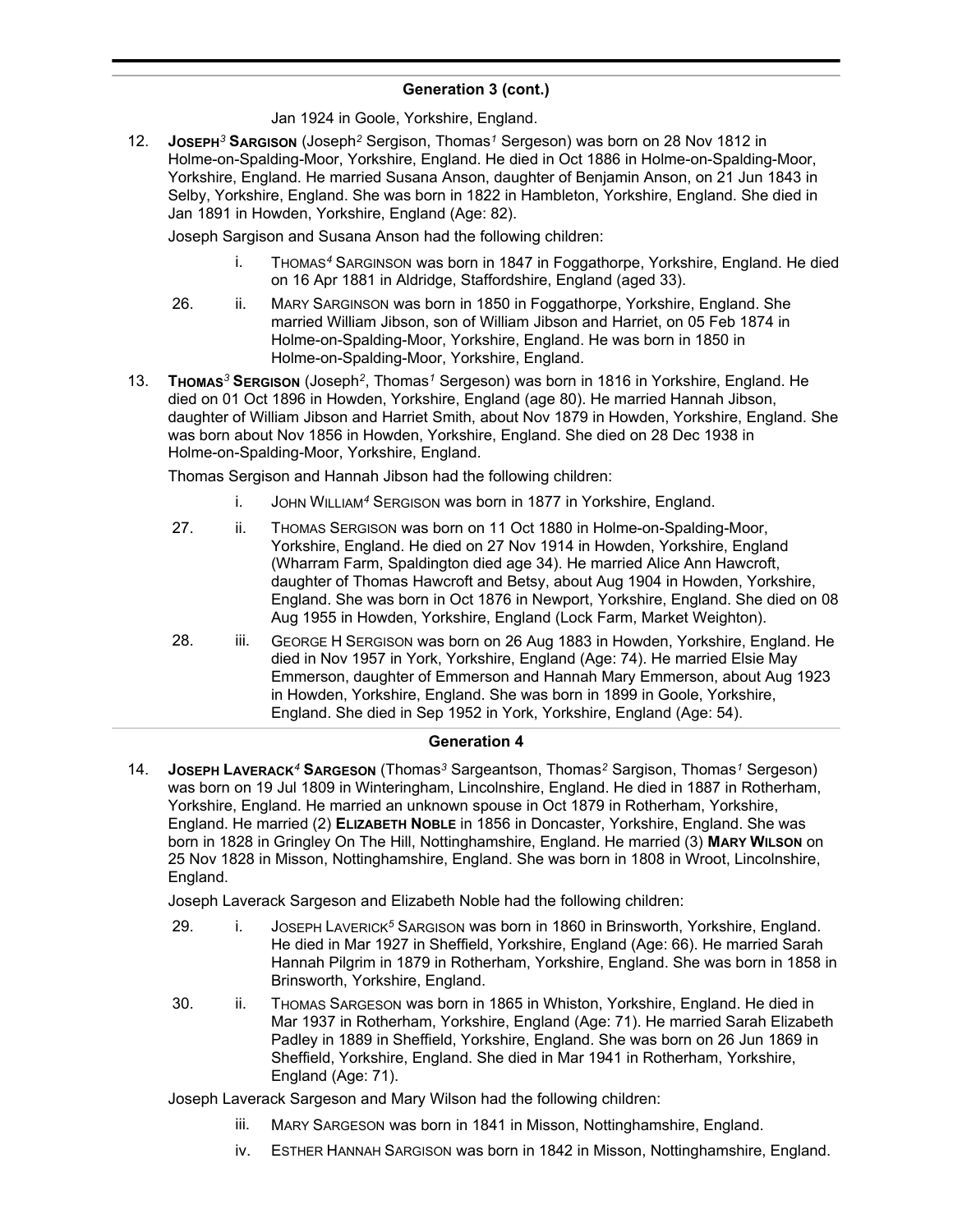## Generation 3 (cont.)

Jan 1924 in Goole, Yorkshire, England.

12. **JOSEPH*3* SARGISON** (Joseph*2* Sergison, Thomas*1* Sergeson) was born on 28 Nov 1812 in Holme-on-Spalding-Moor, Yorkshire, England. He died in Oct 1886 in Holme-on-Spalding-Moor, Yorkshire, England. He married Susana Anson, daughter of Benjamin Anson, on 21 Jun 1843 in Selby, Yorkshire, England. She was born in 1822 in Hambleton, Yorkshire, England. She died in Jan 1891 in Howden, Yorkshire, England (Age: 82).

    Joseph Sargison and Susana Anson had the following children:

    - i. THOMAS*4* SARGINSON was born in 1847 in Foggathorpe, Yorkshire, England. He died on 16 Apr 1881 in Aldridge, Staffordshire, England (aged 33).
    - 26. ii. MARY SARGINSON was born in 1850 in Foggathorpe, Yorkshire, England. She married William Jibson, son of William Jibson and Harriet, on 05 Feb 1874 in Holme-on-Spalding-Moor, Yorkshire, England. He was born in 1850 in Holme-on-Spalding-Moor, Yorkshire, England.

13. **THOMAS*3* SERGISON** (Joseph*2*, Thomas*1* Sergeson) was born in 1816 in Yorkshire, England. He died on 01 Oct 1896 in Howden, Yorkshire, England (age 80). He married Hannah Jibson, daughter of William Jibson and Harriet Smith, about Nov 1879 in Howden, Yorkshire, England. She was born about Nov 1856 in Howden, Yorkshire, England. She died on 28 Dec 1938 in Holme-on-Spalding-Moor, Yorkshire, England.

    Thomas Sergison and Hannah Jibson had the following children:

    - i. JOHN WILLIAM*4* SERGISON was born in 1877 in Yorkshire, England.
    - 27. ii. THOMAS SERGISON was born on 11 Oct 1880 in Holme-on-Spalding-Moor, Yorkshire, England. He died on 27 Nov 1914 in Howden, Yorkshire, England (Wharram Farm, Spaldington died age 34). He married Alice Ann Hawcroft, daughter of Thomas Hawcroft and Betsy, about Aug 1904 in Howden, Yorkshire, England. She was born in Oct 1876 in Newport, Yorkshire, England. She died on 08 Aug 1955 in Howden, Yorkshire, England (Lock Farm, Market Weighton).
    - 28. iii. GEORGE H SERGISON was born on 26 Aug 1883 in Howden, Yorkshire, England. He died in Nov 1957 in York, Yorkshire, England (Age: 74). He married Elsie May Emmerson, daughter of Emmerson and Hannah Mary Emmerson, about Aug 1923 in Howden, Yorkshire, England. She was born in 1899 in Goole, Yorkshire, England. She died in Sep 1952 in York, Yorkshire, England (Age: 54).

## Generation 4

14. **JOSEPH LAVERACK*4* SARGESON** (Thomas*3* Sargeantson, Thomas*2* Sargison, Thomas*1* Sergeson) was born on 19 Jul 1809 in Winteringham, Lincolnshire, England. He died in 1887 in Rotherham, Yorkshire, England. He married an unknown spouse in Oct 1879 in Rotherham, Yorkshire, England. He married (2) **ELIZABETH NOBLE** in 1856 in Doncaster, Yorkshire, England. She was born in 1828 in Gringley On The Hill, Nottinghamshire, England. He married (3) **MARY WILSON** on 25 Nov 1828 in Misson, Nottinghamshire, England. She was born in 1808 in Wroot, Lincolnshire, England.

    Joseph Laverack Sargeson and Elizabeth Noble had the following children:

    - 29. i. JOSEPH LAVERICK*5* SARGISON was born in 1860 in Brinsworth, Yorkshire, England. He died in Mar 1927 in Sheffield, Yorkshire, England (Age: 66). He married Sarah Hannah Pilgrim in 1879 in Rotherham, Yorkshire, England. She was born in 1858 in Brinsworth, Yorkshire, England.
    - 30. ii. THOMAS SARGESON was born in 1865 in Whiston, Yorkshire, England. He died in Mar 1937 in Rotherham, Yorkshire, England (Age: 71). He married Sarah Elizabeth Padley in 1889 in Sheffield, Yorkshire, England. She was born on 26 Jun 1869 in Sheffield, Yorkshire, England. She died in Mar 1941 in Rotherham, Yorkshire, England (Age: 71).

    Joseph Laverack Sargeson and Mary Wilson had the following children:

    - iii. MARY SARGESON was born in 1841 in Misson, Nottinghamshire, England.
    - iv. ESTHER HANNAH SARGISON was born in 1842 in Misson, Nottinghamshire, England.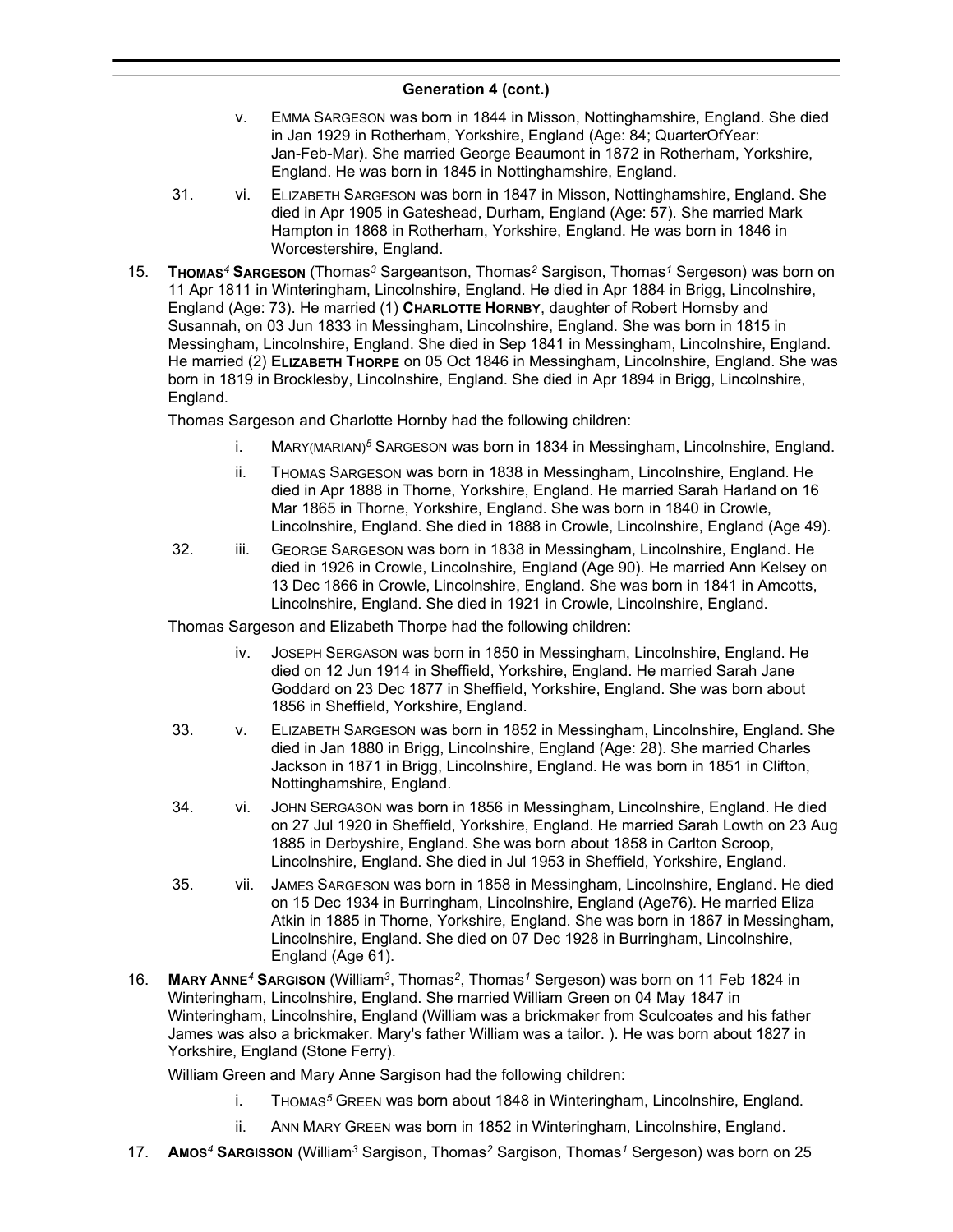## Generation 4 (cont.)

v. EMMA SARGESON was born in 1844 in Misson, Nottinghamshire, England. She died in Jan 1929 in Rotherham, Yorkshire, England (Age: 84; QuarterOfYear: Jan-Feb-Mar). She married George Beaumont in 1872 in Rotherham, Yorkshire, England. He was born in 1845 in Nottinghamshire, England.

31. vi. ELIZABETH SARGESON was born in 1847 in Misson, Nottinghamshire, England. She died in Apr 1905 in Gateshead, Durham, England (Age: 57). She married Mark Hampton in 1868 in Rotherham, Yorkshire, England. He was born in 1846 in Worcestershire, England.

15. **THOMAS[4] SARGESON** (Thomas[3] Sargeantson, Thomas[2] Sargison, Thomas[1] Sergeson) was born on 11 Apr 1811 in Winteringham, Lincolnshire, England. He died in Apr 1884 in Brigg, Lincolnshire, England (Age: 73). He married (1) **CHARLOTTE HORNBY**, daughter of Robert Hornsby and Susannah, on 03 Jun 1833 in Messingham, Lincolnshire, England. She was born in 1815 in Messingham, Lincolnshire, England. She died in Sep 1841 in Messingham, Lincolnshire, England. He married (2) **ELIZABETH THORPE** on 05 Oct 1846 in Messingham, Lincolnshire, England. She was born in 1819 in Brocklesby, Lincolnshire, England. She died in Apr 1894 in Brigg, Lincolnshire, England.

Thomas Sargeson and Charlotte Hornby had the following children:

i. MARY(MARIAN)[5] SARGESON was born in 1834 in Messingham, Lincolnshire, England.

ii. THOMAS SARGESON was born in 1838 in Messingham, Lincolnshire, England. He died in Apr 1888 in Thorne, Yorkshire, England. He married Sarah Harland on 16 Mar 1865 in Thorne, Yorkshire, England. She was born in 1840 in Crowle, Lincolnshire, England. She died in 1888 in Crowle, Lincolnshire, England (Age 49).

32. iii. GEORGE SARGESON was born in 1838 in Messingham, Lincolnshire, England. He died in 1926 in Crowle, Lincolnshire, England (Age 90). He married Ann Kelsey on 13 Dec 1866 in Crowle, Lincolnshire, England. She was born in 1841 in Amcotts, Lincolnshire, England. She died in 1921 in Crowle, Lincolnshire, England.

Thomas Sargeson and Elizabeth Thorpe had the following children:

iv. JOSEPH SERGASON was born in 1850 in Messingham, Lincolnshire, England. He died on 12 Jun 1914 in Sheffield, Yorkshire, England. He married Sarah Jane Goddard on 23 Dec 1877 in Sheffield, Yorkshire, England. She was born about 1856 in Sheffield, Yorkshire, England.

33. v. ELIZABETH SARGESON was born in 1852 in Messingham, Lincolnshire, England. She died in Jan 1880 in Brigg, Lincolnshire, England (Age: 28). She married Charles Jackson in 1871 in Brigg, Lincolnshire, England. He was born in 1851 in Clifton, Nottinghamshire, England.

34. vi. JOHN SERGASON was born in 1856 in Messingham, Lincolnshire, England. He died on 27 Jul 1920 in Sheffield, Yorkshire, England. He married Sarah Lowth on 23 Aug 1885 in Derbyshire, England. She was born about 1858 in Carlton Scroop, Lincolnshire, England. She died in Jul 1953 in Sheffield, Yorkshire, England.

35. vii. JAMES SARGESON was born in 1858 in Messingham, Lincolnshire, England. He died on 15 Dec 1934 in Burringham, Lincolnshire, England (Age76). He married Eliza Atkin in 1885 in Thorne, Yorkshire, England. She was born in 1867 in Messingham, Lincolnshire, England. She died on 07 Dec 1928 in Burringham, Lincolnshire, England (Age 61).

16. **MARY ANNE[4] SARGISON** (William[3], Thomas[2], Thomas[1] Sergeson) was born on 11 Feb 1824 in Winteringham, Lincolnshire, England. She married William Green on 04 May 1847 in Winteringham, Lincolnshire, England (William was a brickmaker from Sculcoates and his father James was also a brickmaker. Mary's father William was a tailor. ). He was born about 1827 in Yorkshire, England (Stone Ferry).

William Green and Mary Anne Sargison had the following children:

i. THOMAS[5] GREEN was born about 1848 in Winteringham, Lincolnshire, England.

ii. ANN MARY GREEN was born in 1852 in Winteringham, Lincolnshire, England.

17. **AMOS[4] SARGISSON** (William[3] Sargison, Thomas[2] Sargison, Thomas[1] Sergeson) was born on 25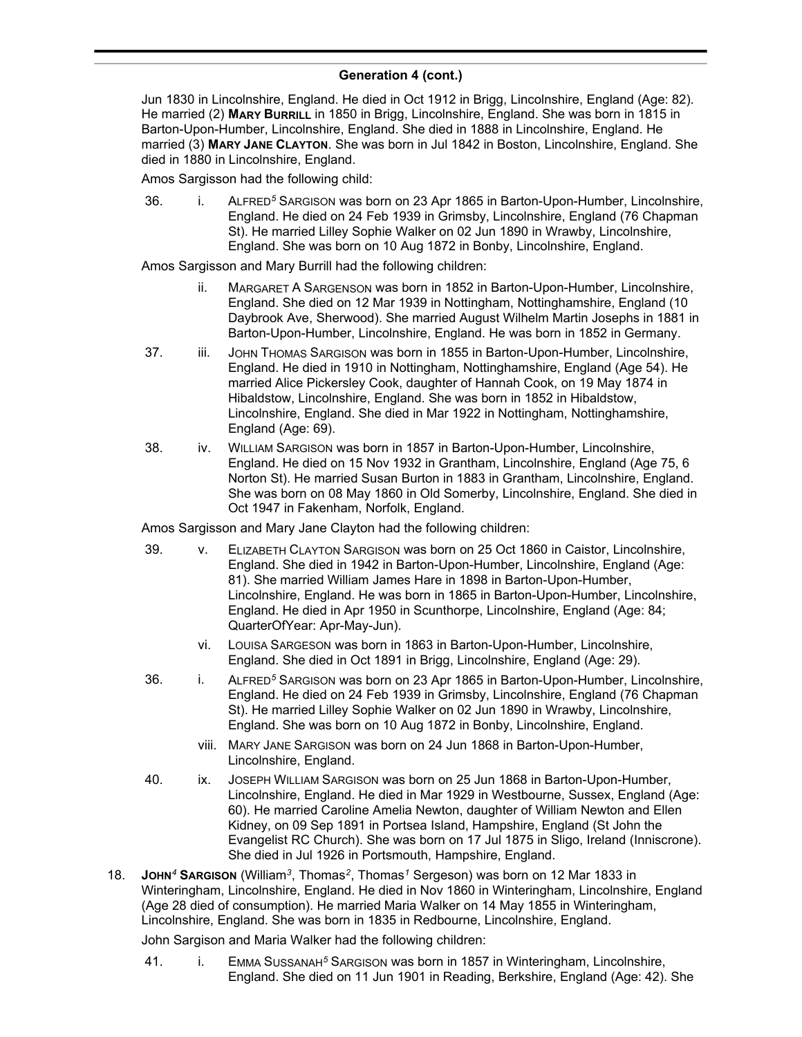## Generation 4 (cont.)

Jun 1830 in Lincolnshire, England. He died in Oct 1912 in Brigg, Lincolnshire, England (Age: 82). He married (2) **Mary Burrill** in 1850 in Brigg, Lincolnshire, England. She was born in 1815 in Barton-Upon-Humber, Lincolnshire, England. She died in 1888 in Lincolnshire, England. He married (3) **Mary Jane Clayton**. She was born in Jul 1842 in Boston, Lincolnshire, England. She died in 1880 in Lincolnshire, England.

Amos Sargisson had the following child:

36. i. Alfred[5] Sargisson was born on 23 Apr 1865 in Barton-Upon-Humber, Lincolnshire, England. He died on 24 Feb 1939 in Grimsby, Lincolnshire, England (76 Chapman St). He married Lilley Sophie Walker on 02 Jun 1890 in Wrawby, Lincolnshire, England. She was born on 10 Aug 1872 in Bonby, Lincolnshire, England.

Amos Sargisson and Mary Burrill had the following children:

ii. Margaret A Sargenson was born in 1852 in Barton-Upon-Humber, Lincolnshire, England. She died on 12 Mar 1939 in Nottingham, Nottinghamshire, England (10 Daybrook Ave, Sherwood). She married August Wilhelm Martin Josephs in 1881 in Barton-Upon-Humber, Lincolnshire, England. He was born in 1852 in Germany.

37. iii. John Thomas Sargison was born in 1855 in Barton-Upon-Humber, Lincolnshire, England. He died in 1910 in Nottingham, Nottinghamshire, England (Age 54). He married Alice Pickersley Cook, daughter of Hannah Cook, on 19 May 1874 in Hibaldstow, Lincolnshire, England. She was born in 1852 in Hibaldstow, Lincolnshire, England. She died in Mar 1922 in Nottingham, Nottinghamshire, England (Age: 69).

38. iv. William Sargison was born in 1857 in Barton-Upon-Humber, Lincolnshire, England. He died on 15 Nov 1932 in Grantham, Lincolnshire, England (Age 75, 6 Norton St). He married Susan Burton in 1883 in Grantham, Lincolnshire, England. She was born on 08 May 1860 in Old Somerby, Lincolnshire, England. She died in Oct 1947 in Fakenham, Norfolk, England.

Amos Sargisson and Mary Jane Clayton had the following children:

39. v. Elizabeth Clayton Sargison was born on 25 Oct 1860 in Caistor, Lincolnshire, England. She died in 1942 in Barton-Upon-Humber, Lincolnshire, England (Age: 81). She married William James Hare in 1898 in Barton-Upon-Humber, Lincolnshire, England. He was born in 1865 in Barton-Upon-Humber, Lincolnshire, England. He died in Apr 1950 in Scunthorpe, Lincolnshire, England (Age: 84; QuarterOfYear: Apr-May-Jun).

vi. Louisa Sargeson was born in 1863 in Barton-Upon-Humber, Lincolnshire, England. She died in Oct 1891 in Brigg, Lincolnshire, England (Age: 29).

36. i. Alfred[5] Sargison was born on 23 Apr 1865 in Barton-Upon-Humber, Lincolnshire, England. He died on 24 Feb 1939 in Grimsby, Lincolnshire, England (76 Chapman St). He married Lilley Sophie Walker on 02 Jun 1890 in Wrawby, Lincolnshire, England. She was born on 10 Aug 1872 in Bonby, Lincolnshire, England.

viii. Mary Jane Sargison was born on 24 Jun 1868 in Barton-Upon-Humber, Lincolnshire, England.

40. ix. Joseph William Sargison was born on 25 Jun 1868 in Barton-Upon-Humber, Lincolnshire, England. He died in Mar 1929 in Westbourne, Sussex, England (Age: 60). He married Caroline Amelia Newton, daughter of William Newton and Ellen Kidney, on 09 Sep 1891 in Portsea Island, Hampshire, England (St John the Evangelist RC Church). She was born on 17 Jul 1875 in Sligo, Ireland (Inniscrone). She died in Jul 1926 in Portsmouth, Hampshire, England.

18. **John[4] Sargison** (William[3], Thomas[2], Thomas[1] Sergeson) was born on 12 Mar 1833 in Winteringham, Lincolnshire, England. He died in Nov 1860 in Winteringham, Lincolnshire, England (Age 28 died of consumption). He married Maria Walker on 14 May 1855 in Winteringham, Lincolnshire, England. She was born in 1835 in Redbourne, Lincolnshire, England.

John Sargison and Maria Walker had the following children:

41. i. Emma Sussanah[5] Sargison was born in 1857 in Winteringham, Lincolnshire, England. She died on 11 Jun 1901 in Reading, Berkshire, England (Age: 42). She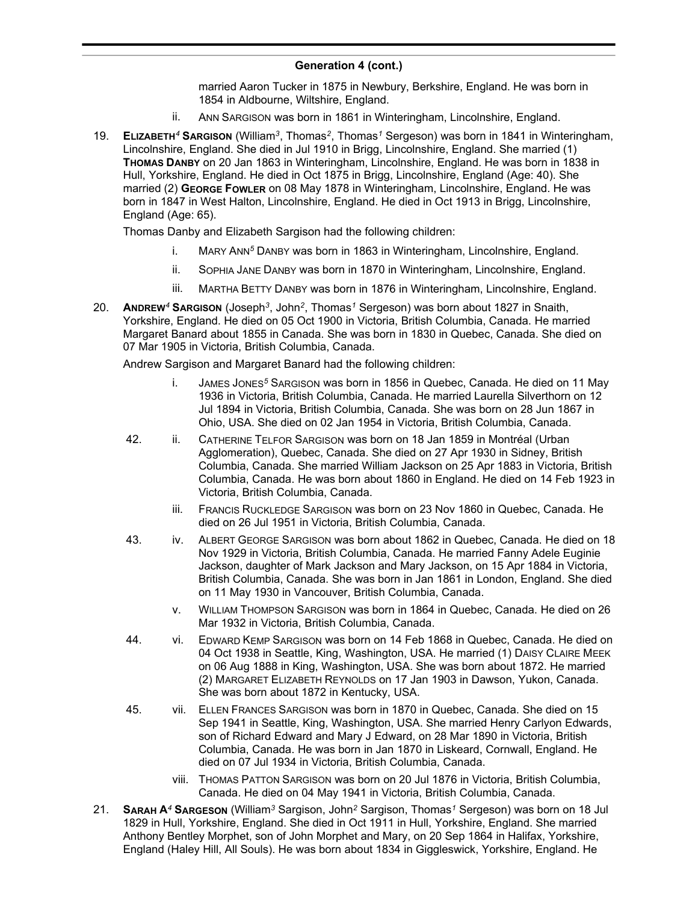## Generation 4 (cont.)

married Aaron Tucker in 1875 in Newbury, Berkshire, England. He was born in 1854 in Aldbourne, Wiltshire, England.

ii. ANN SARGISON was born in 1861 in Winteringham, Lincolnshire, England.

19. **ELIZABETH*4* SARGISON** (William*3*, Thomas*2*, Thomas*1* Sergeson) was born in 1841 in Winteringham, Lincolnshire, England. She died in Jul 1910 in Brigg, Lincolnshire, England. She married (1) **THOMAS DANBY** on 20 Jan 1863 in Winteringham, Lincolnshire, England. He was born in 1838 in Hull, Yorkshire, England. He died in Oct 1875 in Brigg, Lincolnshire, England (Age: 40). She married (2) **GEORGE FOWLER** on 08 May 1878 in Winteringham, Lincolnshire, England. He was born in 1847 in West Halton, Lincolnshire, England. He died in Oct 1913 in Brigg, Lincolnshire, England (Age: 65).

Thomas Danby and Elizabeth Sargison had the following children:

i. MARY ANN*5* DANBY was born in 1863 in Winteringham, Lincolnshire, England.

ii. SOPHIA JANE DANBY was born in 1870 in Winteringham, Lincolnshire, England.

iii. MARTHA BETTY DANBY was born in 1876 in Winteringham, Lincolnshire, England.

20. **ANDREW*4* SARGISON** (Joseph*3*, John*2*, Thomas*1* Sergeson) was born about 1827 in Snaith, Yorkshire, England. He died on 05 Oct 1900 in Victoria, British Columbia, Canada. He married Margaret Banard about 1855 in Canada. She was born in 1830 in Quebec, Canada. She died on 07 Mar 1905 in Victoria, British Columbia, Canada.

Andrew Sargison and Margaret Banard had the following children:

i. JAMES JONES*5* SARGISON was born in 1856 in Quebec, Canada. He died on 11 May 1936 in Victoria, British Columbia, Canada. He married Laurella Silverthorn on 12 Jul 1894 in Victoria, British Columbia, Canada. She was born on 28 Jun 1867 in Ohio, USA. She died on 02 Jan 1954 in Victoria, British Columbia, Canada.

42. ii. CATHERINE TELFOR SARGISON was born on 18 Jan 1859 in Montréal (Urban Agglomeration), Quebec, Canada. She died on 27 Apr 1930 in Sidney, British Columbia, Canada. She married William Jackson on 25 Apr 1883 in Victoria, British Columbia, Canada. He was born about 1860 in England. He died on 14 Feb 1923 in Victoria, British Columbia, Canada.

iii. FRANCIS RUCKLEDGE SARGISON was born on 23 Nov 1860 in Quebec, Canada. He died on 26 Jul 1951 in Victoria, British Columbia, Canada.

43. iv. ALBERT GEORGE SARGISON was born about 1862 in Quebec, Canada. He died on 18 Nov 1929 in Victoria, British Columbia, Canada. He married Fanny Adele Euginie Jackson, daughter of Mark Jackson and Mary Jackson, on 15 Apr 1884 in Victoria, British Columbia, Canada. She was born in Jan 1861 in London, England. She died on 11 May 1930 in Vancouver, British Columbia, Canada.

v. WILLIAM THOMPSON SARGISON was born in 1864 in Quebec, Canada. He died on 26 Mar 1932 in Victoria, British Columbia, Canada.

44. vi. EDWARD KEMP SARGISON was born on 14 Feb 1868 in Quebec, Canada. He died on 04 Oct 1938 in Seattle, King, Washington, USA. He married (1) DAISY CLAIRE MEEK on 06 Aug 1888 in King, Washington, USA. She was born about 1872. He married (2) MARGARET ELIZABETH REYNOLDS on 17 Jan 1903 in Dawson, Yukon, Canada. She was born about 1872 in Kentucky, USA.

45. vii. ELLEN FRANCES SARGISON was born in 1870 in Quebec, Canada. She died on 15 Sep 1941 in Seattle, King, Washington, USA. She married Henry Carlyon Edwards, son of Richard Edward and Mary J Edward, on 28 Mar 1890 in Victoria, British Columbia, Canada. He was born in Jan 1870 in Liskeard, Cornwall, England. He died on 07 Jul 1934 in Victoria, British Columbia, Canada.

viii. THOMAS PATTON SARGISON was born on 20 Jul 1876 in Victoria, British Columbia, Canada. He died on 04 May 1941 in Victoria, British Columbia, Canada.

21. **SARAH A*4* SARGESON** (William*3* Sargison, John*2* Sargison, Thomas*1* Sergeson) was born on 18 Jul 1829 in Hull, Yorkshire, England. She died in Oct 1911 in Hull, Yorkshire, England. She married Anthony Bentley Morphet, son of John Morphet and Mary, on 20 Sep 1864 in Halifax, Yorkshire, England (Haley Hill, All Souls). He was born about 1834 in Giggleswick, Yorkshire, England. He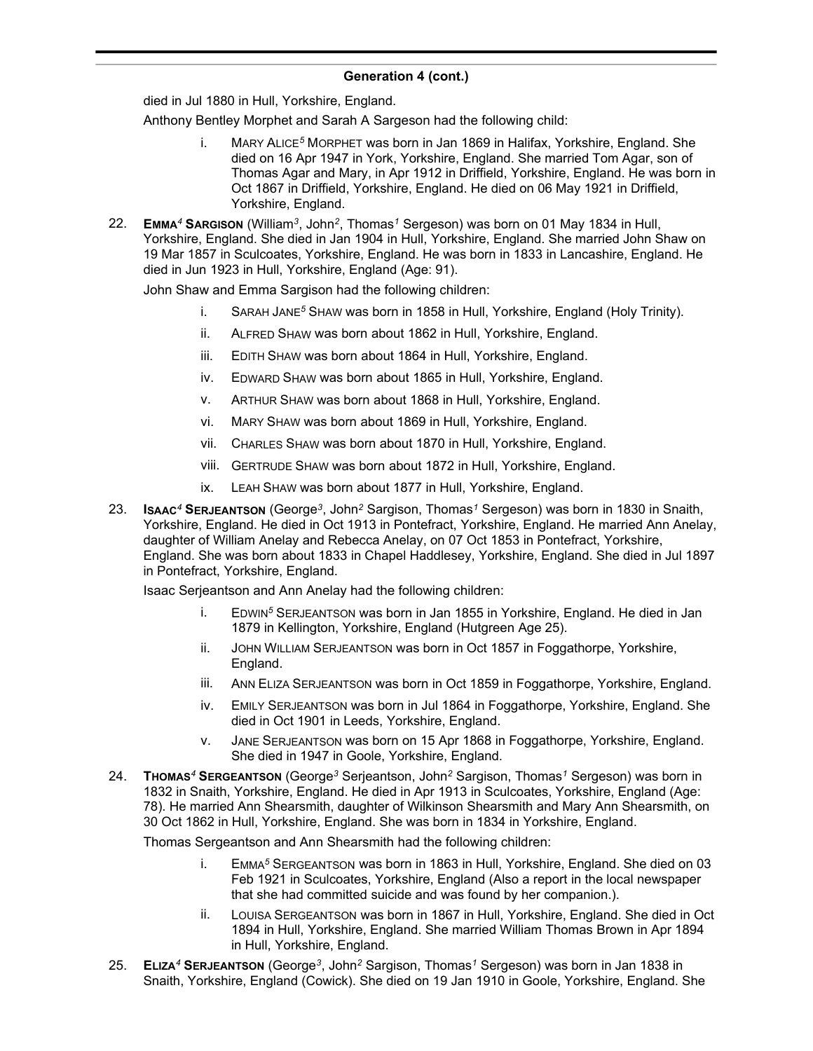## Generation 4 (cont.)

died in Jul 1880 in Hull, Yorkshire, England.

Anthony Bentley Morphet and Sarah A Sargeson had the following child:

- i. MARY ALICE[5] MORPHET was born in Jan 1869 in Halifax, Yorkshire, England. She died on 16 Apr 1947 in York, Yorkshire, England. She married Tom Agar, son of Thomas Agar and Mary, in Apr 1912 in Driffield, Yorkshire, England. He was born in Oct 1867 in Driffield, Yorkshire, England. He died on 06 May 1921 in Driffield, Yorkshire, England.

22. **EMMA[4] SARGISON** (William[3], John[2], Thomas[1] Sergeson) was born on 01 May 1834 in Hull, Yorkshire, England. She died in Jan 1904 in Hull, Yorkshire, England. She married John Shaw on 19 Mar 1857 in Sculcoates, Yorkshire, England. He was born in 1833 in Lancashire, England. He died in Jun 1923 in Hull, Yorkshire, England (Age: 91).

John Shaw and Emma Sargison had the following children:

- i. SARAH JANE[5] SHAW was born in 1858 in Hull, Yorkshire, England (Holy Trinity).
- ii. ALFRED SHAW was born about 1862 in Hull, Yorkshire, England.
- iii. EDITH SHAW was born about 1864 in Hull, Yorkshire, England.
- iv. EDWARD SHAW was born about 1865 in Hull, Yorkshire, England.
- v. ARTHUR SHAW was born about 1868 in Hull, Yorkshire, England.
- vi. MARY SHAW was born about 1869 in Hull, Yorkshire, England.
- vii. CHARLES SHAW was born about 1870 in Hull, Yorkshire, England.
- viii. GERTRUDE SHAW was born about 1872 in Hull, Yorkshire, England.
- ix. LEAH SHAW was born about 1877 in Hull, Yorkshire, England.

23. **ISAAC[4] SERJEANTSON** (George[3], John[2] Sargison, Thomas[1] Sergeson) was born in 1830 in Snaith, Yorkshire, England. He died in Oct 1913 in Pontefract, Yorkshire, England. He married Ann Anelay, daughter of William Anelay and Rebecca Anelay, on 07 Oct 1853 in Pontefract, Yorkshire, England. She was born about 1833 in Chapel Haddlesey, Yorkshire, England. She died in Jul 1897 in Pontefract, Yorkshire, England.

Isaac Serjeantson and Ann Anelay had the following children:

- i. EDWIN[5] SERJEANTSON was born in Jan 1855 in Yorkshire, England. He died in Jan 1879 in Kellington, Yorkshire, England (Hutgreen Age 25).
- ii. JOHN WILLIAM SERJEANTSON was born in Oct 1857 in Foggathorpe, Yorkshire, England.
- iii. ANN ELIZA SERJEANTSON was born in Oct 1859 in Foggathorpe, Yorkshire, England.
- iv. EMILY SERJEANTSON was born in Jul 1864 in Foggathorpe, Yorkshire, England. She died in Oct 1901 in Leeds, Yorkshire, England.
- v. JANE SERJEANTSON was born on 15 Apr 1868 in Foggathorpe, Yorkshire, England. She died in 1947 in Goole, Yorkshire, England.

24. **THOMAS[4] SERGEANTSON** (George[3] Serjeantson, John[2] Sargison, Thomas[1] Sergeson) was born in 1832 in Snaith, Yorkshire, England. He died in Apr 1913 in Sculcoates, Yorkshire, England (Age: 78). He married Ann Shearsmith, daughter of Wilkinson Shearsmith and Mary Ann Shearsmith, on 30 Oct 1862 in Hull, Yorkshire, England. She was born in 1834 in Yorkshire, England.

Thomas Sergeantson and Ann Shearsmith had the following children:

- i. EMMA[5] SERGEANTSON was born in 1863 in Hull, Yorkshire, England. She died on 03 Feb 1921 in Sculcoates, Yorkshire, England (Also a report in the local newspaper that she had committed suicide and was found by her companion.).
- ii. LOUISA SERGEANTSON was born in 1867 in Hull, Yorkshire, England. She died in Oct 1894 in Hull, Yorkshire, England. She married William Thomas Brown in Apr 1894 in Hull, Yorkshire, England.

25. **ELIZA[4] SERJEANTSON** (George[3], John[2] Sargison, Thomas[1] Sergeson) was born in Jan 1838 in Snaith, Yorkshire, England (Cowick). She died on 19 Jan 1910 in Goole, Yorkshire, England. She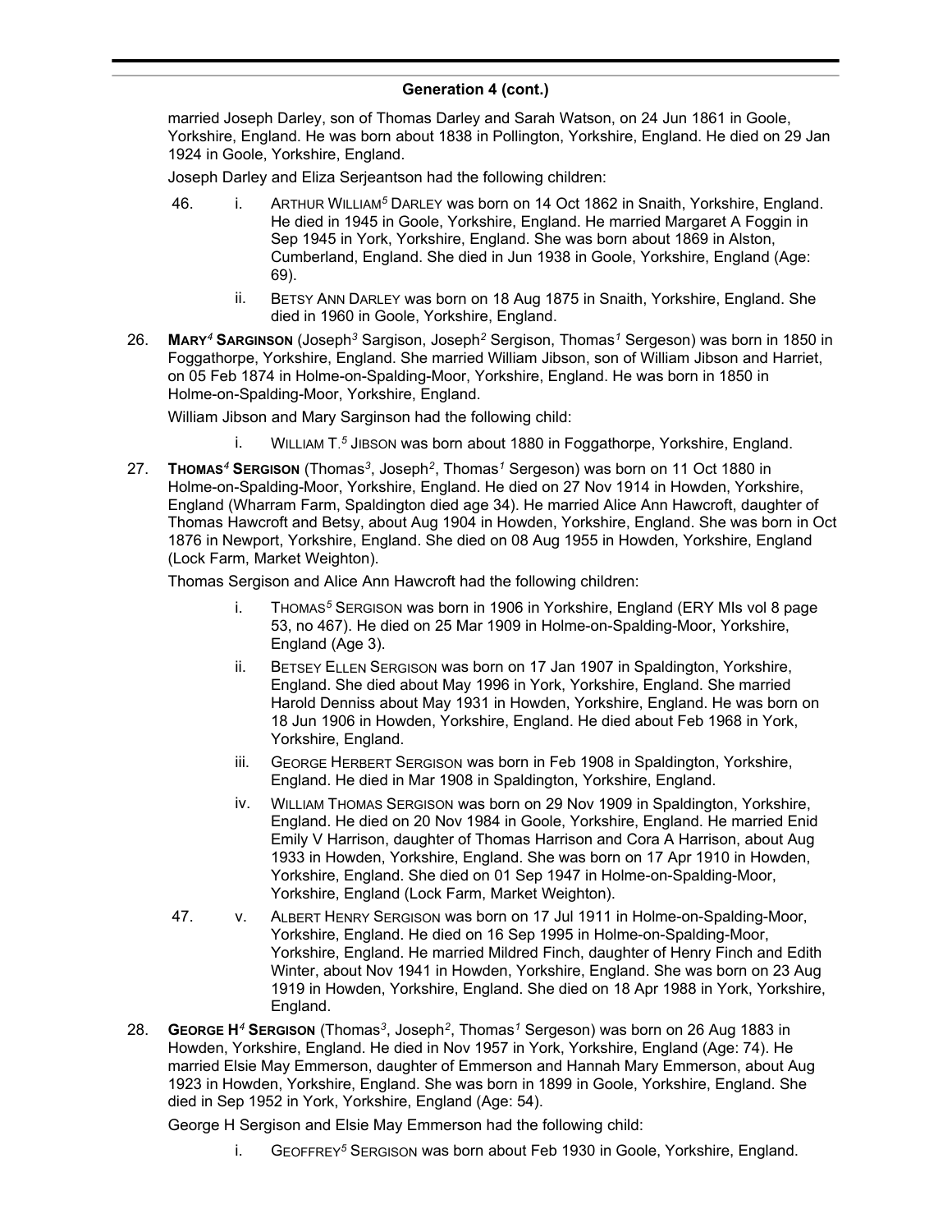## Generation 4 (cont.)

married Joseph Darley, son of Thomas Darley and Sarah Watson, on 24 Jun 1861 in Goole, Yorkshire, England. He was born about 1838 in Pollington, Yorkshire, England. He died on 29 Jan 1924 in Goole, Yorkshire, England.

Joseph Darley and Eliza Serjeantson had the following children:

46. i. ARTHUR WILLIAM[5] DARLEY was born on 14 Oct 1862 in Snaith, Yorkshire, England. He died in 1945 in Goole, Yorkshire, England. He married Margaret A Foggin in Sep 1945 in York, Yorkshire, England. She was born about 1869 in Alston, Cumberland, England. She died in Jun 1938 in Goole, Yorkshire, England (Age: 69).

ii. BETSY ANN DARLEY was born on 18 Aug 1875 in Snaith, Yorkshire, England. She died in 1960 in Goole, Yorkshire, England.

26. **MARY[4] SARGINSON** (Joseph[3] Sargison, Joseph[2] Sergison, Thomas[1] Sergeson) was born in 1850 in Foggathorpe, Yorkshire, England. She married William Jibson, son of William Jibson and Harriet, on 05 Feb 1874 in Holme-on-Spalding-Moor, Yorkshire, England. He was born in 1850 in Holme-on-Spalding-Moor, Yorkshire, England.

William Jibson and Mary Sarginson had the following child:

i. WILLIAM T.[5] JIBSON was born about 1880 in Foggathorpe, Yorkshire, England.

27. **THOMAS[4] SERGISON** (Thomas[3], Joseph[2], Thomas[1] Sergeson) was born on 11 Oct 1880 in Holme-on-Spalding-Moor, Yorkshire, England. He died on 27 Nov 1914 in Howden, Yorkshire, England (Wharram Farm, Spaldington died age 34). He married Alice Ann Hawcroft, daughter of Thomas Hawcroft and Betsy, about Aug 1904 in Howden, Yorkshire, England. She was born in Oct 1876 in Newport, Yorkshire, England. She died on 08 Aug 1955 in Howden, Yorkshire, England (Lock Farm, Market Weighton).

Thomas Sergison and Alice Ann Hawcroft had the following children:

i. THOMAS[5] SERGISON was born in 1906 in Yorkshire, England (ERY MIs vol 8 page 53, no 467). He died on 25 Mar 1909 in Holme-on-Spalding-Moor, Yorkshire, England (Age 3).

ii. BETSEY ELLEN SERGISON was born on 17 Jan 1907 in Spaldington, Yorkshire, England. She died about May 1996 in York, Yorkshire, England. She married Harold Denniss about May 1931 in Howden, Yorkshire, England. He was born on 18 Jun 1906 in Howden, Yorkshire, England. He died about Feb 1968 in York, Yorkshire, England.

iii. GEORGE HERBERT SERGISON was born in Feb 1908 in Spaldington, Yorkshire, England. He died in Mar 1908 in Spaldington, Yorkshire, England.

iv. WILLIAM THOMAS SERGISON was born on 29 Nov 1909 in Spaldington, Yorkshire, England. He died on 20 Nov 1984 in Goole, Yorkshire, England. He married Enid Emily V Harrison, daughter of Thomas Harrison and Cora A Harrison, about Aug 1933 in Howden, Yorkshire, England. She was born on 17 Apr 1910 in Howden, Yorkshire, England. She died on 01 Sep 1947 in Holme-on-Spalding-Moor, Yorkshire, England (Lock Farm, Market Weighton).

47. v. ALBERT HENRY SERGISON was born on 17 Jul 1911 in Holme-on-Spalding-Moor, Yorkshire, England. He died on 16 Sep 1995 in Holme-on-Spalding-Moor, Yorkshire, England. He married Mildred Finch, daughter of Henry Finch and Edith Winter, about Nov 1941 in Howden, Yorkshire, England. She was born on 23 Aug 1919 in Howden, Yorkshire, England. She died on 18 Apr 1988 in York, Yorkshire, England.

28. **GEORGE H[4] SERGISON** (Thomas[3], Joseph[2], Thomas[1] Sergeson) was born on 26 Aug 1883 in Howden, Yorkshire, England. He died in Nov 1957 in York, Yorkshire, England (Age: 74). He married Elsie May Emmerson, daughter of Emmerson and Hannah Mary Emmerson, about Aug 1923 in Howden, Yorkshire, England. She was born in 1899 in Goole, Yorkshire, England. She died in Sep 1952 in York, Yorkshire, England (Age: 54).

George H Sergison and Elsie May Emmerson had the following child:

i. GEOFFREY[5] SERGISON was born about Feb 1930 in Goole, Yorkshire, England.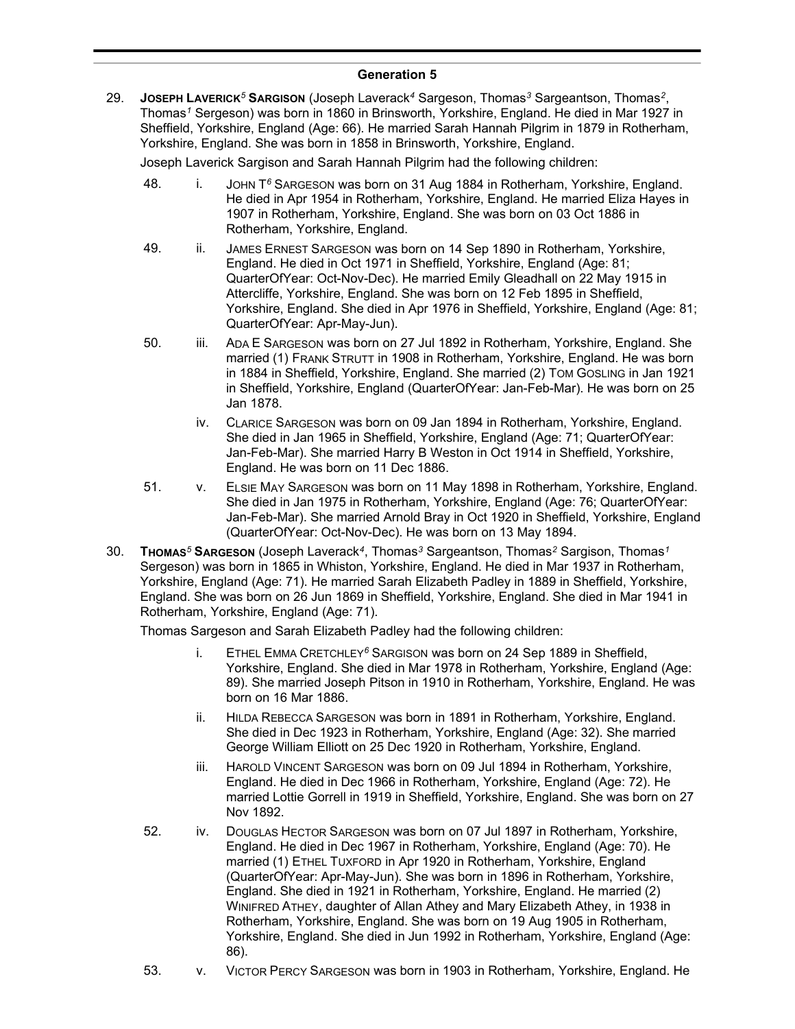## Generation 5

29. **Joseph Laverick[5] Sargison** (Joseph Laverack[4] Sargeson, Thomas[3] Sargeantson, Thomas[2], Thomas[1] Sergeson) was born in 1860 in Brinsworth, Yorkshire, England. He died in Mar 1927 in Sheffield, Yorkshire, England (Age: 66). He married Sarah Hannah Pilgrim in 1879 in Rotherham, Yorkshire, England. She was born in 1858 in Brinsworth, Yorkshire, England.

    Joseph Laverick Sargison and Sarah Hannah Pilgrim had the following children:

    48. i. John T[6] Sargeson was born on 31 Aug 1884 in Rotherham, Yorkshire, England. He died in Apr 1954 in Rotherham, Yorkshire, England. He married Eliza Hayes in 1907 in Rotherham, Yorkshire, England. She was born on 03 Oct 1886 in Rotherham, Yorkshire, England.

    49. ii. James Ernest Sargeson was born on 14 Sep 1890 in Rotherham, Yorkshire, England. He died in Oct 1971 in Sheffield, Yorkshire, England (Age: 81; QuarterOfYear: Oct-Nov-Dec). He married Emily Gleadhall on 22 May 1915 in Attercliffe, Yorkshire, England. She was born on 12 Feb 1895 in Sheffield, Yorkshire, England. She died in Apr 1976 in Sheffield, Yorkshire, England (Age: 81; QuarterOfYear: Apr-May-Jun).

    50. iii. Ada E Sargeson was born on 27 Jul 1892 in Rotherham, Yorkshire, England. She married (1) Frank Strutt in 1908 in Rotherham, Yorkshire, England. He was born in 1884 in Sheffield, Yorkshire, England. She married (2) Tom Gosling in Jan 1921 in Sheffield, Yorkshire, England (QuarterOfYear: Jan-Feb-Mar). He was born on 25 Jan 1878.

    iv. Clarice Sargeson was born on 09 Jan 1894 in Rotherham, Yorkshire, England. She died in Jan 1965 in Sheffield, Yorkshire, England (Age: 71; QuarterOfYear: Jan-Feb-Mar). She married Harry B Weston in Oct 1914 in Sheffield, Yorkshire, England. He was born on 11 Dec 1886.

    51. v. Elsie May Sargeson was born on 11 May 1898 in Rotherham, Yorkshire, England. She died in Jan 1975 in Rotherham, Yorkshire, England (Age: 76; QuarterOfYear: Jan-Feb-Mar). She married Arnold Bray in Oct 1920 in Sheffield, Yorkshire, England (QuarterOfYear: Oct-Nov-Dec). He was born on 13 May 1894.

30. **Thomas[5] Sargeson** (Joseph Laverack[4], Thomas[3] Sargeantson, Thomas[2] Sargison, Thomas[1] Sergeson) was born in 1865 in Whiston, Yorkshire, England. He died in Mar 1937 in Rotherham, Yorkshire, England (Age: 71). He married Sarah Elizabeth Padley in 1889 in Sheffield, Yorkshire, England. She was born on 26 Jun 1869 in Sheffield, Yorkshire, England. She died in Mar 1941 in Rotherham, Yorkshire, England (Age: 71).

    Thomas Sargeson and Sarah Elizabeth Padley had the following children:

    i. Ethel Emma Cretchley[6] Sargison was born on 24 Sep 1889 in Sheffield, Yorkshire, England. She died in Mar 1978 in Rotherham, Yorkshire, England (Age: 89). She married Joseph Pitson in 1910 in Rotherham, Yorkshire, England. He was born on 16 Mar 1886.

    ii. Hilda Rebecca Sargeson was born in 1891 in Rotherham, Yorkshire, England. She died in Dec 1923 in Rotherham, Yorkshire, England (Age: 32). She married George William Elliott on 25 Dec 1920 in Rotherham, Yorkshire, England.

    iii. Harold Vincent Sargeson was born on 09 Jul 1894 in Rotherham, Yorkshire, England. He died in Dec 1966 in Rotherham, Yorkshire, England (Age: 72). He married Lottie Gorrell in 1919 in Sheffield, Yorkshire, England. She was born on 27 Nov 1892.

    52. iv. Douglas Hector Sargeson was born on 07 Jul 1897 in Rotherham, Yorkshire, England. He died in Dec 1967 in Rotherham, Yorkshire, England (Age: 70). He married (1) Ethel Tuxford in Apr 1920 in Rotherham, Yorkshire, England (QuarterOfYear: Apr-May-Jun). She was born in 1896 in Rotherham, Yorkshire, England. She died in 1921 in Rotherham, Yorkshire, England. He married (2) Winifred Athey, daughter of Allan Athey and Mary Elizabeth Athey, in 1938 in Rotherham, Yorkshire, England. She was born on 19 Aug 1905 in Rotherham, Yorkshire, England. She died in Jun 1992 in Rotherham, Yorkshire, England (Age: 86).

    53. v. Victor Percy Sargeson was born in 1903 in Rotherham, Yorkshire, England. He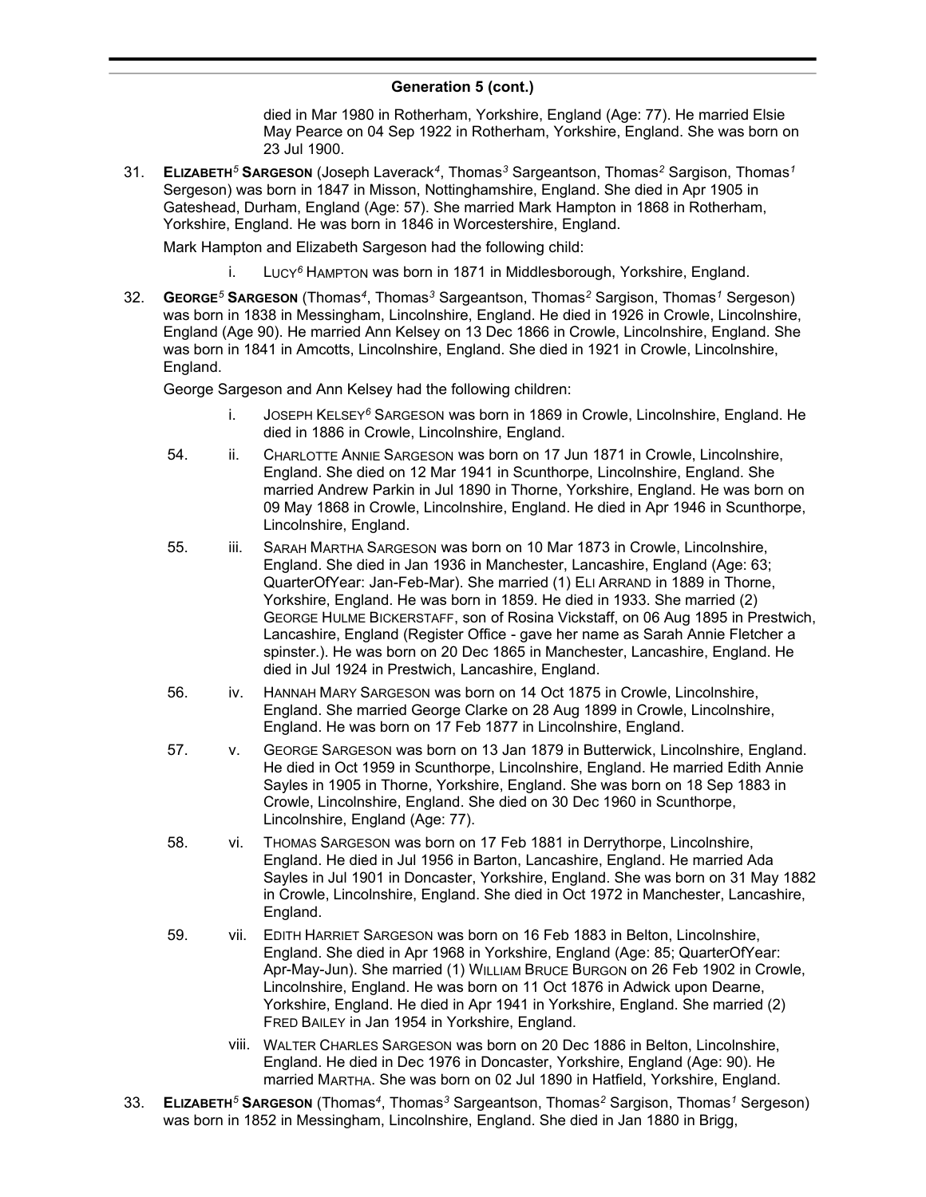## Generation 5 (cont.)

died in Mar 1980 in Rotherham, Yorkshire, England (Age: 77). He married Elsie May Pearce on 04 Sep 1922 in Rotherham, Yorkshire, England. She was born on 23 Jul 1900.

31. **ELIZABETH[5] SARGESON** (Joseph Laverack[4], Thomas[3] Sargeantson, Thomas[2] Sargison, Thomas[1] Sergeson) was born in 1847 in Misson, Nottinghamshire, England. She died in Apr 1905 in Gateshead, Durham, England (Age: 57). She married Mark Hampton in 1868 in Rotherham, Yorkshire, England. He was born in 1846 in Worcestershire, England.

    Mark Hampton and Elizabeth Sargeson had the following child:

    i. LUCY[6] HAMPTON was born in 1871 in Middlesborough, Yorkshire, England.

32. **GEORGE[5] SARGESON** (Thomas[4], Thomas[3] Sargeantson, Thomas[2] Sargison, Thomas[1] Sergeson) was born in 1838 in Messingham, Lincolnshire, England. He died in 1926 in Crowle, Lincolnshire, England (Age 90). He married Ann Kelsey on 13 Dec 1866 in Crowle, Lincolnshire, England. She was born in 1841 in Amcotts, Lincolnshire, England. She died in 1921 in Crowle, Lincolnshire, England.

    George Sargeson and Ann Kelsey had the following children:

    i. JOSEPH KELSEY[6] SARGESON was born in 1869 in Crowle, Lincolnshire, England. He died in 1886 in Crowle, Lincolnshire, England.

    54. ii. CHARLOTTE ANNIE SARGESON was born on 17 Jun 1871 in Crowle, Lincolnshire, England. She died on 12 Mar 1941 in Scunthorpe, Lincolnshire, England. She married Andrew Parkin in Jul 1890 in Thorne, Yorkshire, England. He was born on 09 May 1868 in Crowle, Lincolnshire, England. He died in Apr 1946 in Scunthorpe, Lincolnshire, England.

    55. iii. SARAH MARTHA SARGESON was born on 10 Mar 1873 in Crowle, Lincolnshire, England. She died in Jan 1936 in Manchester, Lancashire, England (Age: 63; QuarterOfYear: Jan-Feb-Mar). She married (1) ELI ARRAND in 1889 in Thorne, Yorkshire, England. He was born in 1859. He died in 1933. She married (2) GEORGE HULME BICKERSTAFF, son of Rosina Vickstaff, on 06 Aug 1895 in Prestwich, Lancashire, England (Register Office - gave her name as Sarah Annie Fletcher a spinster.). He was born on 20 Dec 1865 in Manchester, Lancashire, England. He died in Jul 1924 in Prestwich, Lancashire, England.

    56. iv. HANNAH MARY SARGESON was born on 14 Oct 1875 in Crowle, Lincolnshire, England. She married George Clarke on 28 Aug 1899 in Crowle, Lincolnshire, England. He was born on 17 Feb 1877 in Lincolnshire, England.

    57. v. GEORGE SARGESON was born on 13 Jan 1879 in Butterwick, Lincolnshire, England. He died in Oct 1959 in Scunthorpe, Lincolnshire, England. He married Edith Annie Sayles in 1905 in Thorne, Yorkshire, England. She was born on 18 Sep 1883 in Crowle, Lincolnshire, England. She died on 30 Dec 1960 in Scunthorpe, Lincolnshire, England (Age: 77).

    58. vi. THOMAS SARGESON was born on 17 Feb 1881 in Derrythorpe, Lincolnshire, England. He died in Jul 1956 in Barton, Lancashire, England. He married Ada Sayles in Jul 1901 in Doncaster, Yorkshire, England. She was born on 31 May 1882 in Crowle, Lincolnshire, England. She died in Oct 1972 in Manchester, Lancashire, England.

    59. vii. EDITH HARRIET SARGESON was born on 16 Feb 1883 in Belton, Lincolnshire, England. She died in Apr 1968 in Yorkshire, England (Age: 85; QuarterOfYear: Apr-May-Jun). She married (1) WILLIAM BRUCE BURGON on 26 Feb 1902 in Crowle, Lincolnshire, England. He was born on 11 Oct 1876 in Adwick upon Dearne, Yorkshire, England. He died in Apr 1941 in Yorkshire, England. She married (2) FRED BAILEY in Jan 1954 in Yorkshire, England.

    viii. WALTER CHARLES SARGESON was born on 20 Dec 1886 in Belton, Lincolnshire, England. He died in Dec 1976 in Doncaster, Yorkshire, England (Age: 90). He married MARTHA. She was born on 02 Jul 1890 in Hatfield, Yorkshire, England.

33. **ELIZABETH[5] SARGESON** (Thomas[4], Thomas[3] Sargeantson, Thomas[2] Sargison, Thomas[1] Sergeson) was born in 1852 in Messingham, Lincolnshire, England. She died in Jan 1880 in Brigg,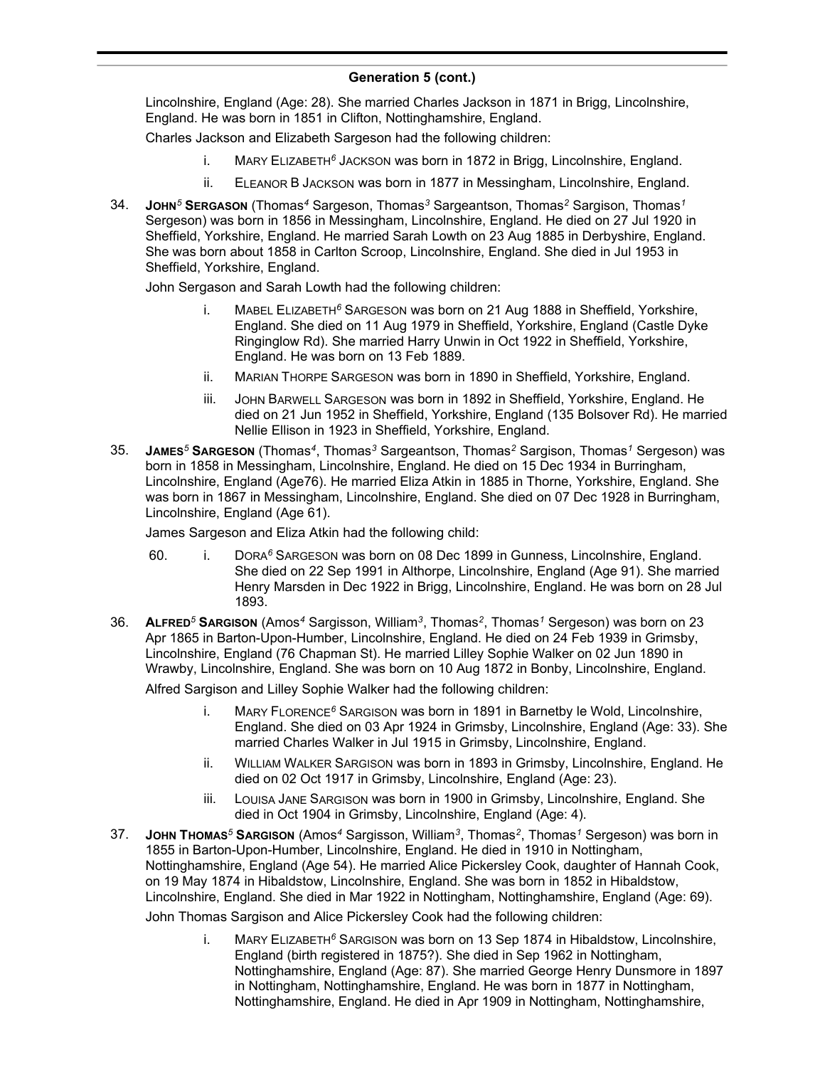## Generation 5 (cont.)

Lincolnshire, England (Age: 28). She married Charles Jackson in 1871 in Brigg, Lincolnshire, England. He was born in 1851 in Clifton, Nottinghamshire, England.

Charles Jackson and Elizabeth Sargeson had the following children:

- i. MARY ELIZABETH[6] JACKSON was born in 1872 in Brigg, Lincolnshire, England.
- ii. ELEANOR B JACKSON was born in 1877 in Messingham, Lincolnshire, England.

34. **JOHN[5] SERGASON** (Thomas[4] Sargeson, Thomas[3] Sargeantson, Thomas[2] Sargison, Thomas[1] Sergeson) was born in 1856 in Messingham, Lincolnshire, England. He died on 27 Jul 1920 in Sheffield, Yorkshire, England. He married Sarah Lowth on 23 Aug 1885 in Derbyshire, England. She was born about 1858 in Carlton Scroop, Lincolnshire, England. She died in Jul 1953 in Sheffield, Yorkshire, England.

John Sergason and Sarah Lowth had the following children:

- i. MABEL ELIZABETH[6] SARGESON was born on 21 Aug 1888 in Sheffield, Yorkshire, England. She died on 11 Aug 1979 in Sheffield, Yorkshire, England (Castle Dyke Ringinglow Rd). She married Harry Unwin in Oct 1922 in Sheffield, Yorkshire, England. He was born on 13 Feb 1889.
- ii. MARIAN THORPE SARGESON was born in 1890 in Sheffield, Yorkshire, England.
- iii. JOHN BARWELL SARGESON was born in 1892 in Sheffield, Yorkshire, England. He died on 21 Jun 1952 in Sheffield, Yorkshire, England (135 Bolsover Rd). He married Nellie Ellison in 1923 in Sheffield, Yorkshire, England.

35. **JAMES[5] SARGESON** (Thomas[4], Thomas[3] Sargeantson, Thomas[2] Sargison, Thomas[1] Sergeson) was born in 1858 in Messingham, Lincolnshire, England. He died on 15 Dec 1934 in Burringham, Lincolnshire, England (Age76). He married Eliza Atkin in 1885 in Thorne, Yorkshire, England. She was born in 1867 in Messingham, Lincolnshire, England. She died on 07 Dec 1928 in Burringham, Lincolnshire, England (Age 61).

James Sargeson and Eliza Atkin had the following child:

- 60. i. DORA[6] SARGESON was born on 08 Dec 1899 in Gunness, Lincolnshire, England. She died on 22 Sep 1991 in Althorpe, Lincolnshire, England (Age 91). She married Henry Marsden in Dec 1922 in Brigg, Lincolnshire, England. He was born on 28 Jul 1893.

36. **ALFRED[5] SARGISON** (Amos[4] Sargisson, William[3], Thomas[2], Thomas[1] Sergeson) was born on 23 Apr 1865 in Barton-Upon-Humber, Lincolnshire, England. He died on 24 Feb 1939 in Grimsby, Lincolnshire, England (76 Chapman St). He married Lilley Sophie Walker on 02 Jun 1890 in Wrawby, Lincolnshire, England. She was born on 10 Aug 1872 in Bonby, Lincolnshire, England.

Alfred Sargison and Lilley Sophie Walker had the following children:

- i. MARY FLORENCE[6] SARGISON was born in 1891 in Barnetby le Wold, Lincolnshire, England. She died on 03 Apr 1924 in Grimsby, Lincolnshire, England (Age: 33). She married Charles Walker in Jul 1915 in Grimsby, Lincolnshire, England.
- ii. WILLIAM WALKER SARGISON was born in 1893 in Grimsby, Lincolnshire, England. He died on 02 Oct 1917 in Grimsby, Lincolnshire, England (Age: 23).
- iii. LOUISA JANE SARGISON was born in 1900 in Grimsby, Lincolnshire, England. She died in Oct 1904 in Grimsby, Lincolnshire, England (Age: 4).

37. **JOHN THOMAS[5] SARGISON** (Amos[4] Sargisson, William[3], Thomas[2], Thomas[1] Sergeson) was born in 1855 in Barton-Upon-Humber, Lincolnshire, England. He died in 1910 in Nottingham, Nottinghamshire, England (Age 54). He married Alice Pickersley Cook, daughter of Hannah Cook, on 19 May 1874 in Hibaldstow, Lincolnshire, England. She was born in 1852 in Hibaldstow, Lincolnshire, England. She died in Mar 1922 in Nottingham, Nottinghamshire, England (Age: 69).

John Thomas Sargison and Alice Pickersley Cook had the following children:

- i. MARY ELIZABETH[6] SARGISON was born on 13 Sep 1874 in Hibaldstow, Lincolnshire, England (birth registered in 1875?). She died in Sep 1962 in Nottingham, Nottinghamshire, England (Age: 87). She married George Henry Dunsmore in 1897 in Nottingham, Nottinghamshire, England. He was born in 1877 in Nottingham, Nottinghamshire, England. He died in Apr 1909 in Nottingham, Nottinghamshire,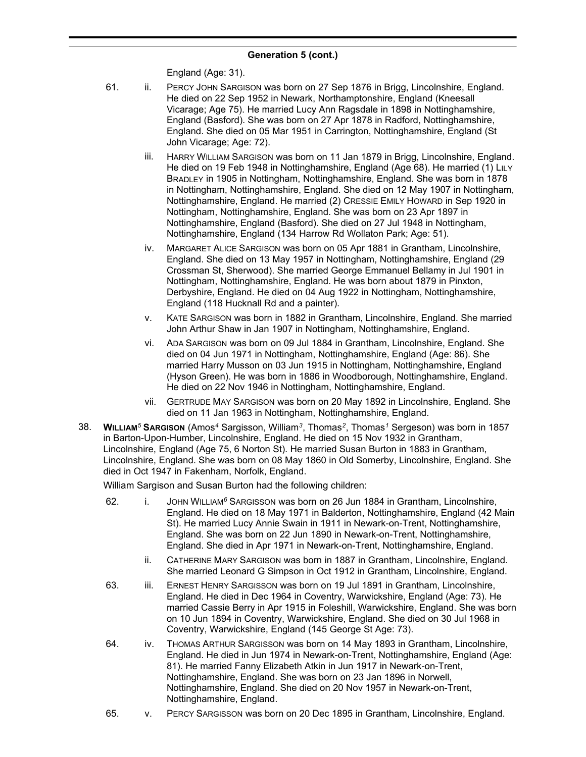## Generation 5 (cont.)

England (Age: 31).

61. ii. PERCY JOHN SARGISON was born on 27 Sep 1876 in Brigg, Lincolnshire, England. He died on 22 Sep 1952 in Newark, Northamptonshire, England (Kneesall Vicarage; Age 75). He married Lucy Ann Ragsdale in 1898 in Nottinghamshire, England (Basford). She was born on 27 Apr 1878 in Radford, Nottinghamshire, England. She died on 05 Mar 1951 in Carrington, Nottinghamshire, England (St John Vicarage; Age: 72).

iii. HARRY WILLIAM SARGISON was born on 11 Jan 1879 in Brigg, Lincolnshire, England. He died on 19 Feb 1948 in Nottinghamshire, England (Age 68). He married (1) LILY BRADLEY in 1905 in Nottingham, Nottinghamshire, England. She was born in 1878 in Nottingham, Nottinghamshire, England. She died on 12 May 1907 in Nottingham, Nottinghamshire, England. He married (2) CRESSIE EMILY HOWARD in Sep 1920 in Nottingham, Nottinghamshire, England. She was born on 23 Apr 1897 in Nottinghamshire, England (Basford). She died on 27 Jul 1948 in Nottingham, Nottinghamshire, England (134 Harrow Rd Wollaton Park; Age: 51).

iv. MARGARET ALICE SARGISON was born on 05 Apr 1881 in Grantham, Lincolnshire, England. She died on 13 May 1957 in Nottingham, Nottinghamshire, England (29 Crossman St, Sherwood). She married George Emmanuel Bellamy in Jul 1901 in Nottingham, Nottinghamshire, England. He was born about 1879 in Pinxton, Derbyshire, England. He died on 04 Aug 1922 in Nottingham, Nottinghamshire, England (118 Hucknall Rd and a painter).

v. KATE SARGISON was born in 1882 in Grantham, Lincolnshire, England. She married John Arthur Shaw in Jan 1907 in Nottingham, Nottinghamshire, England.

vi. ADA SARGISON was born on 09 Jul 1884 in Grantham, Lincolnshire, England. She died on 04 Jun 1971 in Nottingham, Nottinghamshire, England (Age: 86). She married Harry Musson on 03 Jun 1915 in Nottingham, Nottinghamshire, England (Hyson Green). He was born in 1886 in Woodborough, Nottinghamshire, England. He died on 22 Nov 1946 in Nottingham, Nottinghamshire, England.

vii. GERTRUDE MAY SARGISON was born on 20 May 1892 in Lincolnshire, England. She died on 11 Jan 1963 in Nottingham, Nottinghamshire, England.

38. **WILLIAM[5] SARGISON** (Amos[4] Sargisson, William[3], Thomas[2], Thomas[1] Sergeson) was born in 1857 in Barton-Upon-Humber, Lincolnshire, England. He died on 15 Nov 1932 in Grantham, Lincolnshire, England (Age 75, 6 Norton St). He married Susan Burton in 1883 in Grantham, Lincolnshire, England. She was born on 08 May 1860 in Old Somerby, Lincolnshire, England. She died in Oct 1947 in Fakenham, Norfolk, England.

William Sargison and Susan Burton had the following children:

62. i. JOHN WILLIAM[6] SARGISSON was born on 26 Jun 1884 in Grantham, Lincolnshire, England. He died on 18 May 1971 in Balderton, Nottinghamshire, England (42 Main St). He married Lucy Annie Swain in 1911 in Newark-on-Trent, Nottinghamshire, England. She was born on 22 Jun 1890 in Newark-on-Trent, Nottinghamshire, England. She died in Apr 1971 in Newark-on-Trent, Nottinghamshire, England.

ii. CATHERINE MARY SARGISON was born in 1887 in Grantham, Lincolnshire, England. She married Leonard G Simpson in Oct 1912 in Grantham, Lincolnshire, England.

63. iii. ERNEST HENRY SARGISSON was born on 19 Jul 1891 in Grantham, Lincolnshire, England. He died in Dec 1964 in Coventry, Warwickshire, England (Age: 73). He married Cassie Berry in Apr 1915 in Foleshill, Warwickshire, England. She was born on 10 Jun 1894 in Coventry, Warwickshire, England. She died on 30 Jul 1968 in Coventry, Warwickshire, England (145 George St Age: 73).

64. iv. THOMAS ARTHUR SARGISSON was born on 14 May 1893 in Grantham, Lincolnshire, England. He died in Jun 1974 in Newark-on-Trent, Nottinghamshire, England (Age: 81). He married Fanny Elizabeth Atkin in Jun 1917 in Newark-on-Trent, Nottinghamshire, England. She was born on 23 Jan 1896 in Norwell, Nottinghamshire, England. She died on 20 Nov 1957 in Newark-on-Trent, Nottinghamshire, England.

65. v. PERCY SARGISSON was born on 20 Dec 1895 in Grantham, Lincolnshire, England.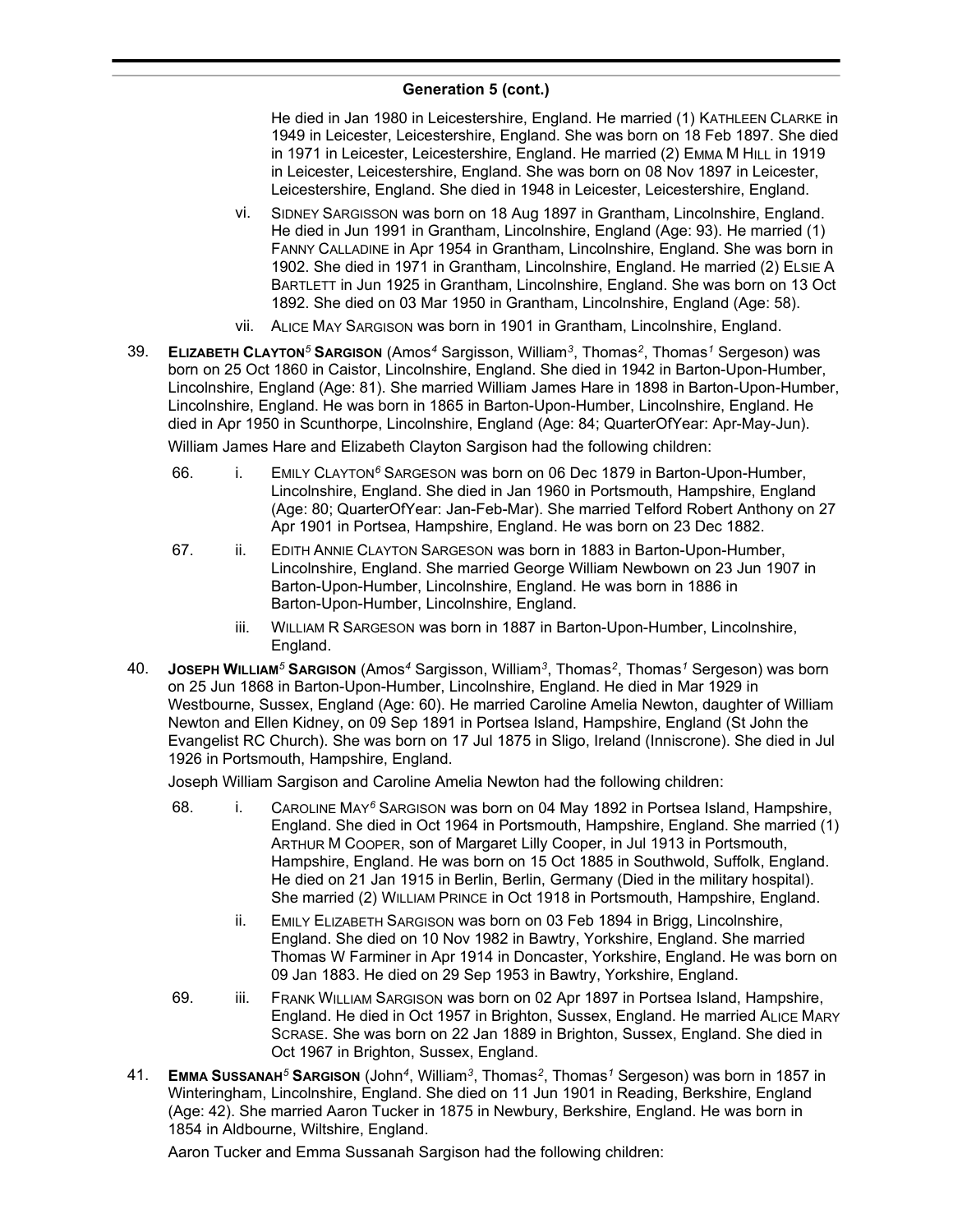## Generation 5 (cont.)

He died in Jan 1980 in Leicestershire, England. He married (1) KATHLEEN CLARKE in 1949 in Leicester, Leicestershire, England. She was born on 18 Feb 1897. She died in 1971 in Leicester, Leicestershire, England. He married (2) EMMA M HILL in 1919 in Leicester, Leicestershire, England. She was born on 08 Nov 1897 in Leicester, Leicestershire, England. She died in 1948 in Leicester, Leicestershire, England.

vi. SIDNEY SARGISSON was born on 18 Aug 1897 in Grantham, Lincolnshire, England. He died in Jun 1991 in Grantham, Lincolnshire, England (Age: 93). He married (1) FANNY CALLADINE in Apr 1954 in Grantham, Lincolnshire, England. She was born in 1902. She died in 1971 in Grantham, Lincolnshire, England. He married (2) ELSIE A BARTLETT in Jun 1925 in Grantham, Lincolnshire, England. She was born on 13 Oct 1892. She died on 03 Mar 1950 in Grantham, Lincolnshire, England (Age: 58).

vii. ALICE MAY SARGISON was born in 1901 in Grantham, Lincolnshire, England.

39. **ELIZABETH CLAYTON[5] SARGISON** (Amos[4] Sargisson, William[3], Thomas[2], Thomas[1] Sergeson) was born on 25 Oct 1860 in Caistor, Lincolnshire, England. She died in 1942 in Barton-Upon-Humber, Lincolnshire, England (Age: 81). She married William James Hare in 1898 in Barton-Upon-Humber, Lincolnshire, England. He was born in 1865 in Barton-Upon-Humber, Lincolnshire, England. He died in Apr 1950 in Scunthorpe, Lincolnshire, England (Age: 84; QuarterOfYear: Apr-May-Jun).

William James Hare and Elizabeth Clayton Sargison had the following children:

66. i. EMILY CLAYTON[6] SARGESON was born on 06 Dec 1879 in Barton-Upon-Humber, Lincolnshire, England. She died in Jan 1960 in Portsmouth, Hampshire, England (Age: 80; QuarterOfYear: Jan-Feb-Mar). She married Telford Robert Anthony on 27 Apr 1901 in Portsea, Hampshire, England. He was born on 23 Dec 1882.

67. ii. EDITH ANNIE CLAYTON SARGESON was born in 1883 in Barton-Upon-Humber, Lincolnshire, England. She married George William Newbown on 23 Jun 1907 in Barton-Upon-Humber, Lincolnshire, England. He was born in 1886 in Barton-Upon-Humber, Lincolnshire, England.

iii. WILLIAM R SARGESON was born in 1887 in Barton-Upon-Humber, Lincolnshire, England.

40. **JOSEPH WILLIAM[5] SARGISON** (Amos[4] Sargisson, William[3], Thomas[2], Thomas[1] Sergeson) was born on 25 Jun 1868 in Barton-Upon-Humber, Lincolnshire, England. He died in Mar 1929 in Westbourne, Sussex, England (Age: 60). He married Caroline Amelia Newton, daughter of William Newton and Ellen Kidney, on 09 Sep 1891 in Portsea Island, Hampshire, England (St John the Evangelist RC Church). She was born on 17 Jul 1875 in Sligo, Ireland (Inniscrone). She died in Jul 1926 in Portsmouth, Hampshire, England.

Joseph William Sargison and Caroline Amelia Newton had the following children:

68. i. CAROLINE MAY[6] SARGISON was born on 04 May 1892 in Portsea Island, Hampshire, England. She died in Oct 1964 in Portsmouth, Hampshire, England. She married (1) ARTHUR M COOPER, son of Margaret Lilly Cooper, in Jul 1913 in Portsmouth, Hampshire, England. He was born on 15 Oct 1885 in Southwold, Suffolk, England. He died on 21 Jan 1915 in Berlin, Berlin, Germany (Died in the military hospital). She married (2) WILLIAM PRINCE in Oct 1918 in Portsmouth, Hampshire, England.

ii. EMILY ELIZABETH SARGISON was born on 03 Feb 1894 in Brigg, Lincolnshire, England. She died on 10 Nov 1982 in Bawtry, Yorkshire, England. She married Thomas W Farminer in Apr 1914 in Doncaster, Yorkshire, England. He was born on 09 Jan 1883. He died on 29 Sep 1953 in Bawtry, Yorkshire, England.

69. iii. FRANK WILLIAM SARGISON was born on 02 Apr 1897 in Portsea Island, Hampshire, England. He died in Oct 1957 in Brighton, Sussex, England. He married ALICE MARY SCRASE. She was born on 22 Jan 1889 in Brighton, Sussex, England. She died in Oct 1967 in Brighton, Sussex, England.

41. **EMMA SUSSANAH[5] SARGISON** (John[4], William[3], Thomas[2], Thomas[1] Sergeson) was born in 1857 in Winteringham, Lincolnshire, England. She died on 11 Jun 1901 in Reading, Berkshire, England (Age: 42). She married Aaron Tucker in 1875 in Newbury, Berkshire, England. He was born in 1854 in Aldbourne, Wiltshire, England.

Aaron Tucker and Emma Sussanah Sargison had the following children: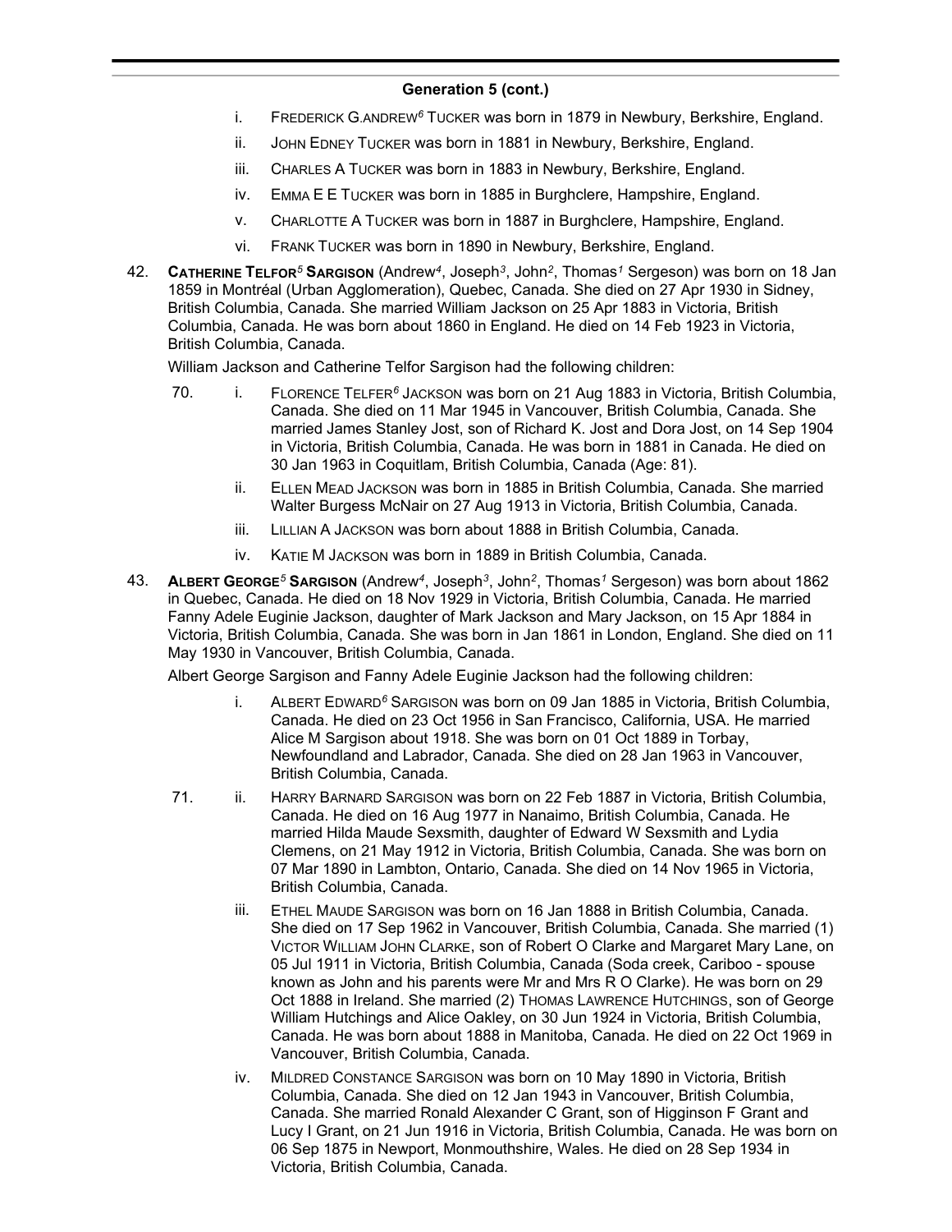## Generation 5 (cont.)

- i. FREDERICK G.ANDREW[6] TUCKER was born in 1879 in Newbury, Berkshire, England.
- ii. JOHN EDNEY TUCKER was born in 1881 in Newbury, Berkshire, England.
- iii. CHARLES A TUCKER was born in 1883 in Newbury, Berkshire, England.
- iv. EMMA E E TUCKER was born in 1885 in Burghclere, Hampshire, England.
- v. CHARLOTTE A TUCKER was born in 1887 in Burghclere, Hampshire, England.
- vi. FRANK TUCKER was born in 1890 in Newbury, Berkshire, England.

42. **CATHERINE TELFOR[5] SARGISON** (Andrew[4], Joseph[3], John[2], Thomas[1] Sergeson) was born on 18 Jan 1859 in Montréal (Urban Agglomeration), Quebec, Canada. She died on 27 Apr 1930 in Sidney, British Columbia, Canada. She married William Jackson on 25 Apr 1883 in Victoria, British Columbia, Canada. He was born about 1860 in England. He died on 14 Feb 1923 in Victoria, British Columbia, Canada.

William Jackson and Catherine Telfor Sargison had the following children:

- 70. i. FLORENCE TELFER[6] JACKSON was born on 21 Aug 1883 in Victoria, British Columbia, Canada. She died on 11 Mar 1945 in Vancouver, British Columbia, Canada. She married James Stanley Jost, son of Richard K. Jost and Dora Jost, on 14 Sep 1904 in Victoria, British Columbia, Canada. He was born in 1881 in Canada. He died on 30 Jan 1963 in Coquitlam, British Columbia, Canada (Age: 81).
- ii. ELLEN MEAD JACKSON was born in 1885 in British Columbia, Canada. She married Walter Burgess McNair on 27 Aug 1913 in Victoria, British Columbia, Canada.
- iii. LILLIAN A JACKSON was born about 1888 in British Columbia, Canada.
- iv. KATIE M JACKSON was born in 1889 in British Columbia, Canada.

43. **ALBERT GEORGE[5] SARGISON** (Andrew[4], Joseph[3], John[2], Thomas[1] Sergeson) was born about 1862 in Quebec, Canada. He died on 18 Nov 1929 in Victoria, British Columbia, Canada. He married Fanny Adele Euginie Jackson, daughter of Mark Jackson and Mary Jackson, on 15 Apr 1884 in Victoria, British Columbia, Canada. She was born in Jan 1861 in London, England. She died on 11 May 1930 in Vancouver, British Columbia, Canada.

Albert George Sargison and Fanny Adele Euginie Jackson had the following children:

- i. ALBERT EDWARD[6] SARGISON was born on 09 Jan 1885 in Victoria, British Columbia, Canada. He died on 23 Oct 1956 in San Francisco, California, USA. He married Alice M Sargison about 1918. She was born on 01 Oct 1889 in Torbay, Newfoundland and Labrador, Canada. She died on 28 Jan 1963 in Vancouver, British Columbia, Canada.
- 71. ii. HARRY BARNARD SARGISON was born on 22 Feb 1887 in Victoria, British Columbia, Canada. He died on 16 Aug 1977 in Nanaimo, British Columbia, Canada. He married Hilda Maude Sexsmith, daughter of Edward W Sexsmith and Lydia Clemens, on 21 May 1912 in Victoria, British Columbia, Canada. She was born on 07 Mar 1890 in Lambton, Ontario, Canada. She died on 14 Nov 1965 in Victoria, British Columbia, Canada.
- iii. ETHEL MAUDE SARGISON was born on 16 Jan 1888 in British Columbia, Canada. She died on 17 Sep 1962 in Vancouver, British Columbia, Canada. She married (1) VICTOR WILLIAM JOHN CLARKE, son of Robert O Clarke and Margaret Mary Lane, on 05 Jul 1911 in Victoria, British Columbia, Canada (Soda creek, Cariboo - spouse known as John and his parents were Mr and Mrs R O Clarke). He was born on 29 Oct 1888 in Ireland. She married (2) THOMAS LAWRENCE HUTCHINGS, son of George William Hutchings and Alice Oakley, on 30 Jun 1924 in Victoria, British Columbia, Canada. He was born about 1888 in Manitoba, Canada. He died on 22 Oct 1969 in Vancouver, British Columbia, Canada.
- iv. MILDRED CONSTANCE SARGISON was born on 10 May 1890 in Victoria, British Columbia, Canada. She died on 12 Jan 1943 in Vancouver, British Columbia, Canada. She married Ronald Alexander C Grant, son of Higginson F Grant and Lucy I Grant, on 21 Jun 1916 in Victoria, British Columbia, Canada. He was born on 06 Sep 1875 in Newport, Monmouthshire, Wales. He died on 28 Sep 1934 in Victoria, British Columbia, Canada.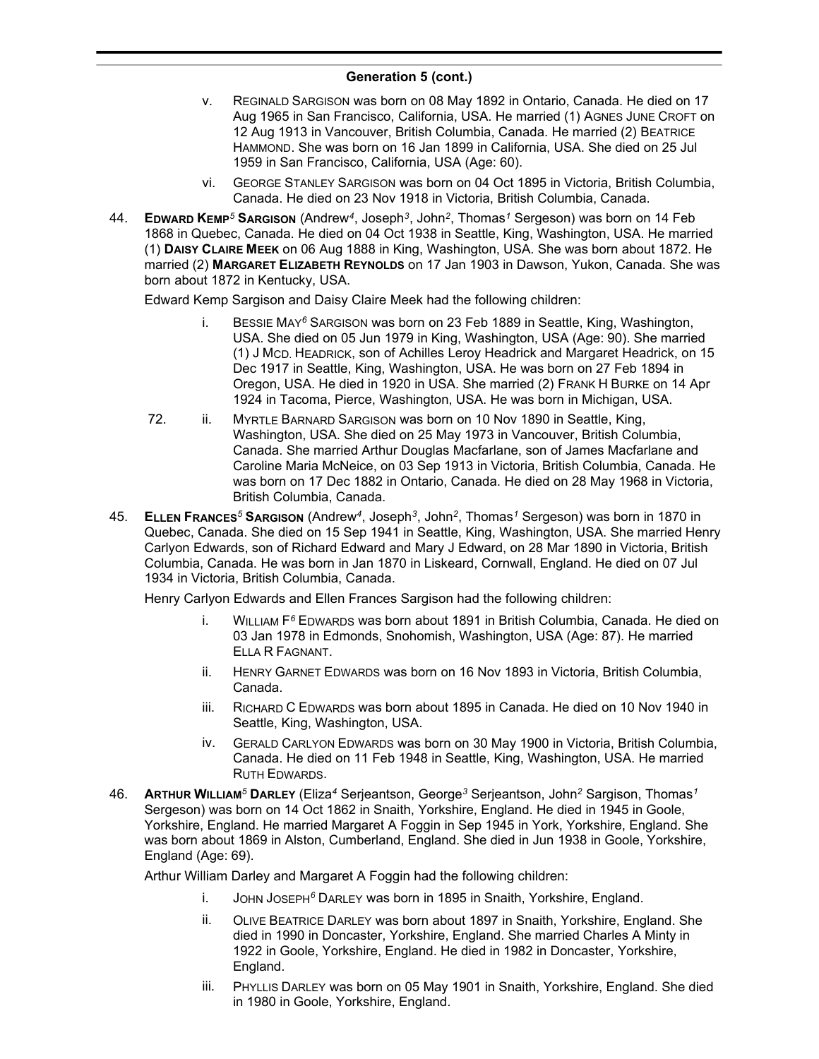## Generation 5 (cont.)

v. Reginald Sargison was born on 08 May 1892 in Ontario, Canada. He died on 17 Aug 1965 in San Francisco, California, USA. He married (1) Agnes June Croft on 12 Aug 1913 in Vancouver, British Columbia, Canada. He married (2) Beatrice Hammond. She was born on 16 Jan 1899 in California, USA. She died on 25 Jul 1959 in San Francisco, California, USA (Age: 60).

vi. George Stanley Sargison was born on 04 Oct 1895 in Victoria, British Columbia, Canada. He died on 23 Nov 1918 in Victoria, British Columbia, Canada.

44. **Edward Kemp[5] Sargison** (Andrew[4], Joseph[3], John[2], Thomas[1] Sergeson) was born on 14 Feb 1868 in Quebec, Canada. He died on 04 Oct 1938 in Seattle, King, Washington, USA. He married (1) **Daisy Claire Meek** on 06 Aug 1888 in King, Washington, USA. She was born about 1872. He married (2) **Margaret Elizabeth Reynolds** on 17 Jan 1903 in Dawson, Yukon, Canada. She was born about 1872 in Kentucky, USA.

Edward Kemp Sargison and Daisy Claire Meek had the following children:

i. Bessie May[6] Sargison was born on 23 Feb 1889 in Seattle, King, Washington, USA. She died on 05 Jun 1979 in King, Washington, USA (Age: 90). She married (1) J Mcd. Headrick, son of Achilles Leroy Headrick and Margaret Headrick, on 15 Dec 1917 in Seattle, King, Washington, USA. He was born on 27 Feb 1894 in Oregon, USA. He died in 1920 in USA. She married (2) Frank H Burke on 14 Apr 1924 in Tacoma, Pierce, Washington, USA. He was born in Michigan, USA.

72. ii. Myrtle Barnard Sargison was born on 10 Nov 1890 in Seattle, King, Washington, USA. She died on 25 May 1973 in Vancouver, British Columbia, Canada. She married Arthur Douglas Macfarlane, son of James Macfarlane and Caroline Maria McNeice, on 03 Sep 1913 in Victoria, British Columbia, Canada. He was born on 17 Dec 1882 in Ontario, Canada. He died on 28 May 1968 in Victoria, British Columbia, Canada.

45. **Ellen Frances[5] Sargison** (Andrew[4], Joseph[3], John[2], Thomas[1] Sergeson) was born in 1870 in Quebec, Canada. She died on 15 Sep 1941 in Seattle, King, Washington, USA. She married Henry Carlyon Edwards, son of Richard Edward and Mary J Edward, on 28 Mar 1890 in Victoria, British Columbia, Canada. He was born in Jan 1870 in Liskeard, Cornwall, England. He died on 07 Jul 1934 in Victoria, British Columbia, Canada.

Henry Carlyon Edwards and Ellen Frances Sargison had the following children:

i. William F[6] Edwards was born about 1891 in British Columbia, Canada. He died on 03 Jan 1978 in Edmonds, Snohomish, Washington, USA (Age: 87). He married Ella R Fagnant.

ii. Henry Garnet Edwards was born on 16 Nov 1893 in Victoria, British Columbia, Canada.

iii. Richard C Edwards was born about 1895 in Canada. He died on 10 Nov 1940 in Seattle, King, Washington, USA.

iv. Gerald Carlyon Edwards was born on 30 May 1900 in Victoria, British Columbia, Canada. He died on 11 Feb 1948 in Seattle, King, Washington, USA. He married Ruth Edwards.

46. **Arthur William[5] Darley** (Eliza[4] Serjeantson, George[3] Serjeantson, John[2] Sargison, Thomas[1] Sergeson) was born on 14 Oct 1862 in Snaith, Yorkshire, England. He died in 1945 in Goole, Yorkshire, England. He married Margaret A Foggin in Sep 1945 in York, Yorkshire, England. She was born about 1869 in Alston, Cumberland, England. She died in Jun 1938 in Goole, Yorkshire, England (Age: 69).

Arthur William Darley and Margaret A Foggin had the following children:

i. John Joseph[6] Darley was born in 1895 in Snaith, Yorkshire, England.

ii. Olive Beatrice Darley was born about 1897 in Snaith, Yorkshire, England. She died in 1990 in Doncaster, Yorkshire, England. She married Charles A Minty in 1922 in Goole, Yorkshire, England. He died in 1982 in Doncaster, Yorkshire, England.

iii. Phyllis Darley was born on 05 May 1901 in Snaith, Yorkshire, England. She died in 1980 in Goole, Yorkshire, England.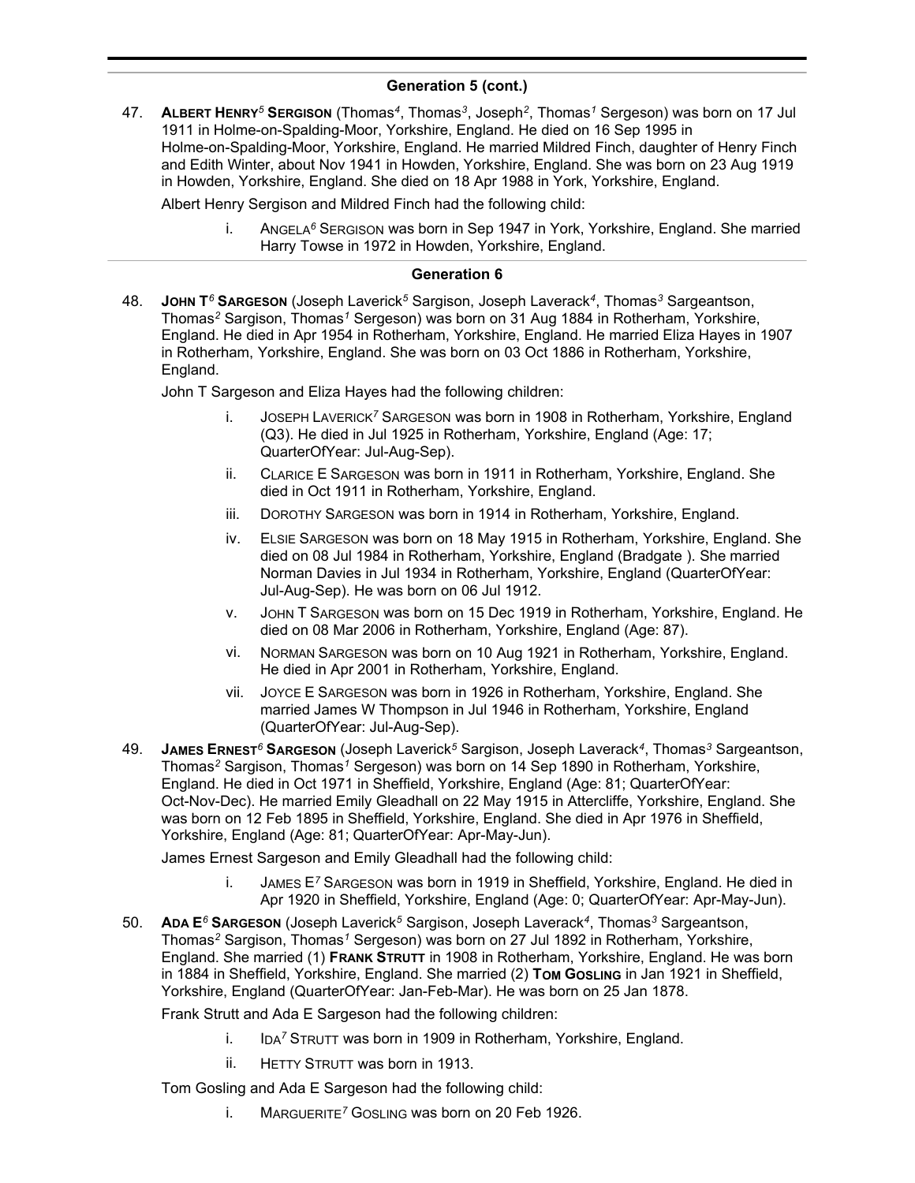## Generation 5 (cont.)

47. **ALBERT HENRY[5] SERGISON** (Thomas[4], Thomas[3], Joseph[2], Thomas[1] Sergeson) was born on 17 Jul 1911 in Holme-on-Spalding-Moor, Yorkshire, England. He died on 16 Sep 1995 in Holme-on-Spalding-Moor, Yorkshire, England. He married Mildred Finch, daughter of Henry Finch and Edith Winter, about Nov 1941 in Howden, Yorkshire, England. She was born on 23 Aug 1919 in Howden, Yorkshire, England. She died on 18 Apr 1988 in York, Yorkshire, England.

   Albert Henry Sergison and Mildred Finch had the following child:

   i. ANGELA[6] SERGISON was born in Sep 1947 in York, Yorkshire, England. She married Harry Towse in 1972 in Howden, Yorkshire, England.

## Generation 6

48. **JOHN T[6] SARGESON** (Joseph Laverick[5] Sargison, Joseph Laverack[4], Thomas[3] Sargeantson, Thomas[2] Sargison, Thomas[1] Sergeson) was born on 31 Aug 1884 in Rotherham, Yorkshire, England. He died in Apr 1954 in Rotherham, Yorkshire, England. He married Eliza Hayes in 1907 in Rotherham, Yorkshire, England. She was born on 03 Oct 1886 in Rotherham, Yorkshire, England.

   John T Sargeson and Eliza Hayes had the following children:

   i. JOSEPH LAVERICK[7] SARGESON was born in 1908 in Rotherham, Yorkshire, England (Q3). He died in Jul 1925 in Rotherham, Yorkshire, England (Age: 17; QuarterOfYear: Jul-Aug-Sep).

   ii. CLARICE E SARGESON was born in 1911 in Rotherham, Yorkshire, England. She died in Oct 1911 in Rotherham, Yorkshire, England.

   iii. DOROTHY SARGESON was born in 1914 in Rotherham, Yorkshire, England.

   iv. ELSIE SARGESON was born on 18 May 1915 in Rotherham, Yorkshire, England. She died on 08 Jul 1984 in Rotherham, Yorkshire, England (Bradgate ). She married Norman Davies in Jul 1934 in Rotherham, Yorkshire, England (QuarterOfYear: Jul-Aug-Sep). He was born on 06 Jul 1912.

   v. JOHN T SARGESON was born on 15 Dec 1919 in Rotherham, Yorkshire, England. He died on 08 Mar 2006 in Rotherham, Yorkshire, England (Age: 87).

   vi. NORMAN SARGESON was born on 10 Aug 1921 in Rotherham, Yorkshire, England. He died in Apr 2001 in Rotherham, Yorkshire, England.

   vii. JOYCE E SARGESON was born in 1926 in Rotherham, Yorkshire, England. She married James W Thompson in Jul 1946 in Rotherham, Yorkshire, England (QuarterOfYear: Jul-Aug-Sep).

49. **JAMES ERNEST[6] SARGESON** (Joseph Laverick[5] Sargison, Joseph Laverack[4], Thomas[3] Sargeantson, Thomas[2] Sargison, Thomas[1] Sergeson) was born on 14 Sep 1890 in Rotherham, Yorkshire, England. He died in Oct 1971 in Sheffield, Yorkshire, England (Age: 81; QuarterOfYear: Oct-Nov-Dec). He married Emily Gleadhall on 22 May 1915 in Attercliffe, Yorkshire, England. She was born on 12 Feb 1895 in Sheffield, Yorkshire, England. She died in Apr 1976 in Sheffield, Yorkshire, England (Age: 81; QuarterOfYear: Apr-May-Jun).

   James Ernest Sargeson and Emily Gleadhall had the following child:

   i. JAMES E[7] SARGESON was born in 1919 in Sheffield, Yorkshire, England. He died in Apr 1920 in Sheffield, Yorkshire, England (Age: 0; QuarterOfYear: Apr-May-Jun).

50. **ADA E[6] SARGESON** (Joseph Laverick[5] Sargison, Joseph Laverack[4], Thomas[3] Sargeantson, Thomas[2] Sargison, Thomas[1] Sergeson) was born on 27 Jul 1892 in Rotherham, Yorkshire, England. She married (1) **FRANK STRUTT** in 1908 in Rotherham, Yorkshire, England. He was born in 1884 in Sheffield, Yorkshire, England. She married (2) **TOM GOSLING** in Jan 1921 in Sheffield, Yorkshire, England (QuarterOfYear: Jan-Feb-Mar). He was born on 25 Jan 1878.

   Frank Strutt and Ada E Sargeson had the following children:

   i. IDA[7] STRUTT was born in 1909 in Rotherham, Yorkshire, England.

   ii. HETTY STRUTT was born in 1913.

   Tom Gosling and Ada E Sargeson had the following child:

   i. MARGUERITE[7] GOSLING was born on 20 Feb 1926.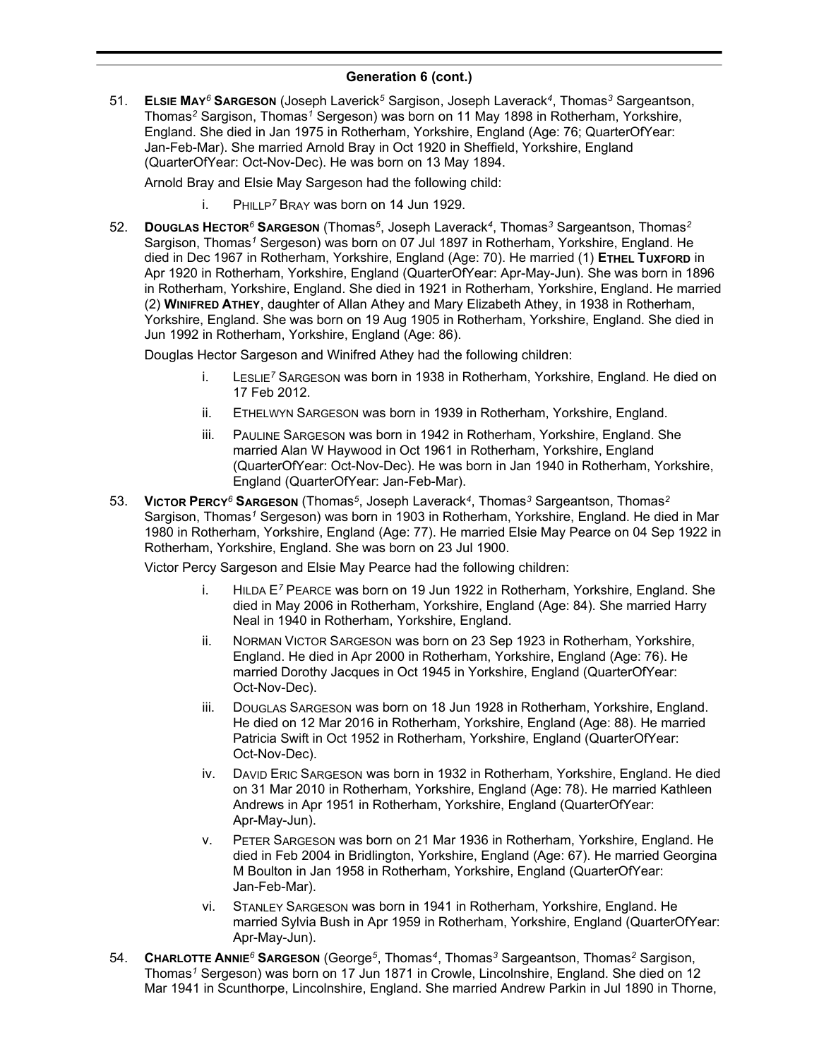## Generation 6 (cont.)

51. **ELSIE MAY[6] SARGESON** (Joseph Laverick[5] Sargison, Joseph Laverack[4], Thomas[3] Sargeantson, Thomas[2] Sargison, Thomas[1] Sergeson) was born on 11 May 1898 in Rotherham, Yorkshire, England. She died in Jan 1975 in Rotherham, Yorkshire, England (Age: 76; QuarterOfYear: Jan-Feb-Mar). She married Arnold Bray in Oct 1920 in Sheffield, Yorkshire, England (QuarterOfYear: Oct-Nov-Dec). He was born on 13 May 1894.

   Arnold Bray and Elsie May Sargeson had the following child:

   i. PHILLP[7] BRAY was born on 14 Jun 1929.

52. **DOUGLAS HECTOR[6] SARGESON** (Thomas[5], Joseph Laverack[4], Thomas[3] Sargeantson, Thomas[2] Sargison, Thomas[1] Sergeson) was born on 07 Jul 1897 in Rotherham, Yorkshire, England. He died in Dec 1967 in Rotherham, Yorkshire, England (Age: 70). He married (1) **ETHEL TUXFORD** in Apr 1920 in Rotherham, Yorkshire, England (QuarterOfYear: Apr-May-Jun). She was born in 1896 in Rotherham, Yorkshire, England. She died in 1921 in Rotherham, Yorkshire, England. He married (2) **WINIFRED ATHEY**, daughter of Allan Athey and Mary Elizabeth Athey, in 1938 in Rotherham, Yorkshire, England. She was born on 19 Aug 1905 in Rotherham, Yorkshire, England. She died in Jun 1992 in Rotherham, Yorkshire, England (Age: 86).

   Douglas Hector Sargeson and Winifred Athey had the following children:

   i. LESLIE[7] SARGESON was born in 1938 in Rotherham, Yorkshire, England. He died on 17 Feb 2012.

   ii. ETHELWYN SARGESON was born in 1939 in Rotherham, Yorkshire, England.

   iii. PAULINE SARGESON was born in 1942 in Rotherham, Yorkshire, England. She married Alan W Haywood in Oct 1961 in Rotherham, Yorkshire, England (QuarterOfYear: Oct-Nov-Dec). He was born in Jan 1940 in Rotherham, Yorkshire, England (QuarterOfYear: Jan-Feb-Mar).

53. **VICTOR PERCY[6] SARGESON** (Thomas[5], Joseph Laverack[4], Thomas[3] Sargeantson, Thomas[2] Sargison, Thomas[1] Sergeson) was born in 1903 in Rotherham, Yorkshire, England. He died in Mar 1980 in Rotherham, Yorkshire, England (Age: 77). He married Elsie May Pearce on 04 Sep 1922 in Rotherham, Yorkshire, England. She was born on 23 Jul 1900.

   Victor Percy Sargeson and Elsie May Pearce had the following children:

   i. HILDA E[7] PEARCE was born on 19 Jun 1922 in Rotherham, Yorkshire, England. She died in May 2006 in Rotherham, Yorkshire, England (Age: 84). She married Harry Neal in 1940 in Rotherham, Yorkshire, England.

   ii. NORMAN VICTOR SARGESON was born on 23 Sep 1923 in Rotherham, Yorkshire, England. He died in Apr 2000 in Rotherham, Yorkshire, England (Age: 76). He married Dorothy Jacques in Oct 1945 in Yorkshire, England (QuarterOfYear: Oct-Nov-Dec).

   iii. DOUGLAS SARGESON was born on 18 Jun 1928 in Rotherham, Yorkshire, England. He died on 12 Mar 2016 in Rotherham, Yorkshire, England (Age: 88). He married Patricia Swift in Oct 1952 in Rotherham, Yorkshire, England (QuarterOfYear: Oct-Nov-Dec).

   iv. DAVID ERIC SARGESON was born in 1932 in Rotherham, Yorkshire, England. He died on 31 Mar 2010 in Rotherham, Yorkshire, England (Age: 78). He married Kathleen Andrews in Apr 1951 in Rotherham, Yorkshire, England (QuarterOfYear: Apr-May-Jun).

   v. PETER SARGESON was born on 21 Mar 1936 in Rotherham, Yorkshire, England. He died in Feb 2004 in Bridlington, Yorkshire, England (Age: 67). He married Georgina M Boulton in Jan 1958 in Rotherham, Yorkshire, England (QuarterOfYear: Jan-Feb-Mar).

   vi. STANLEY SARGESON was born in 1941 in Rotherham, Yorkshire, England. He married Sylvia Bush in Apr 1959 in Rotherham, Yorkshire, England (QuarterOfYear: Apr-May-Jun).

54. **CHARLOTTE ANNIE[6] SARGESON** (George[5], Thomas[4], Thomas[3] Sargeantson, Thomas[2] Sargison, Thomas[1] Sergeson) was born on 17 Jun 1871 in Crowle, Lincolnshire, England. She died on 12 Mar 1941 in Scunthorpe, Lincolnshire, England. She married Andrew Parkin in Jul 1890 in Thorne,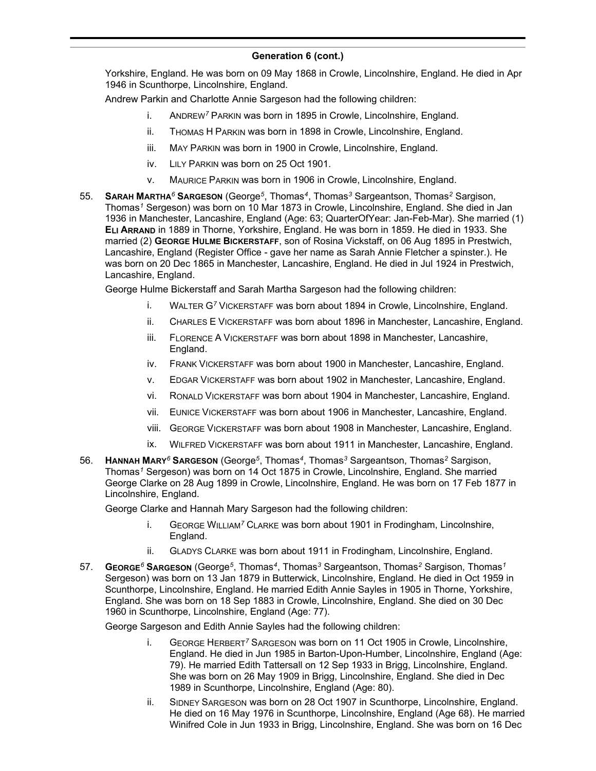## Generation 6 (cont.)

Yorkshire, England. He was born on 09 May 1868 in Crowle, Lincolnshire, England. He died in Apr 1946 in Scunthorpe, Lincolnshire, England.

Andrew Parkin and Charlotte Annie Sargeson had the following children:

- i. ANDREW[7] PARKIN was born in 1895 in Crowle, Lincolnshire, England.
- ii. THOMAS H PARKIN was born in 1898 in Crowle, Lincolnshire, England.
- iii. MAY PARKIN was born in 1900 in Crowle, Lincolnshire, England.
- iv. LILY PARKIN was born on 25 Oct 1901.
- v. MAURICE PARKIN was born in 1906 in Crowle, Lincolnshire, England.

55. **SARAH MARTHA[6] SARGESON** (George[5], Thomas[4], Thomas[3] Sargeantson, Thomas[2] Sargison, Thomas[1] Sergeson) was born on 10 Mar 1873 in Crowle, Lincolnshire, England. She died in Jan 1936 in Manchester, Lancashire, England (Age: 63; QuarterOfYear: Jan-Feb-Mar). She married (1) **ELI ARRAND** in 1889 in Thorne, Yorkshire, England. He was born in 1859. He died in 1933. She married (2) **GEORGE HULME BICKERSTAFF**, son of Rosina Vickstaff, on 06 Aug 1895 in Prestwich, Lancashire, England (Register Office - gave her name as Sarah Annie Fletcher a spinster.). He was born on 20 Dec 1865 in Manchester, Lancashire, England. He died in Jul 1924 in Prestwich, Lancashire, England.

George Hulme Bickerstaff and Sarah Martha Sargeson had the following children:

- i. WALTER G[7] VICKERSTAFF was born about 1894 in Crowle, Lincolnshire, England.
- ii. CHARLES E VICKERSTAFF was born about 1896 in Manchester, Lancashire, England.
- iii. FLORENCE A VICKERSTAFF was born about 1898 in Manchester, Lancashire, England.
- iv. FRANK VICKERSTAFF was born about 1900 in Manchester, Lancashire, England.
- v. EDGAR VICKERSTAFF was born about 1902 in Manchester, Lancashire, England.
- vi. RONALD VICKERSTAFF was born about 1904 in Manchester, Lancashire, England.
- vii. EUNICE VICKERSTAFF was born about 1906 in Manchester, Lancashire, England.
- viii. GEORGE VICKERSTAFF was born about 1908 in Manchester, Lancashire, England.
- ix. WILFRED VICKERSTAFF was born about 1911 in Manchester, Lancashire, England.

56. **HANNAH MARY[6] SARGESON** (George[5], Thomas[4], Thomas[3] Sargeantson, Thomas[2] Sargison, Thomas[1] Sergeson) was born on 14 Oct 1875 in Crowle, Lincolnshire, England. She married George Clarke on 28 Aug 1899 in Crowle, Lincolnshire, England. He was born on 17 Feb 1877 in Lincolnshire, England.

George Clarke and Hannah Mary Sargeson had the following children:

- i. GEORGE WILLIAM[7] CLARKE was born about 1901 in Frodingham, Lincolnshire, England.
- ii. GLADYS CLARKE was born about 1911 in Frodingham, Lincolnshire, England.

57. **GEORGE[6] SARGESON** (George[5], Thomas[4], Thomas[3] Sargeantson, Thomas[2] Sargison, Thomas[1] Sergeson) was born on 13 Jan 1879 in Butterwick, Lincolnshire, England. He died in Oct 1959 in Scunthorpe, Lincolnshire, England. He married Edith Annie Sayles in 1905 in Thorne, Yorkshire, England. She was born on 18 Sep 1883 in Crowle, Lincolnshire, England. She died on 30 Dec 1960 in Scunthorpe, Lincolnshire, England (Age: 77).

George Sargeson and Edith Annie Sayles had the following children:

- i. GEORGE HERBERT[7] SARGESON was born on 11 Oct 1905 in Crowle, Lincolnshire, England. He died in Jun 1985 in Barton-Upon-Humber, Lincolnshire, England (Age: 79). He married Edith Tattersall on 12 Sep 1933 in Brigg, Lincolnshire, England. She was born on 26 May 1909 in Brigg, Lincolnshire, England. She died in Dec 1989 in Scunthorpe, Lincolnshire, England (Age: 80).
- ii. SIDNEY SARGESON was born on 28 Oct 1907 in Scunthorpe, Lincolnshire, England. He died on 16 May 1976 in Scunthorpe, Lincolnshire, England (Age 68). He married Winifred Cole in Jun 1933 in Brigg, Lincolnshire, England. She was born on 16 Dec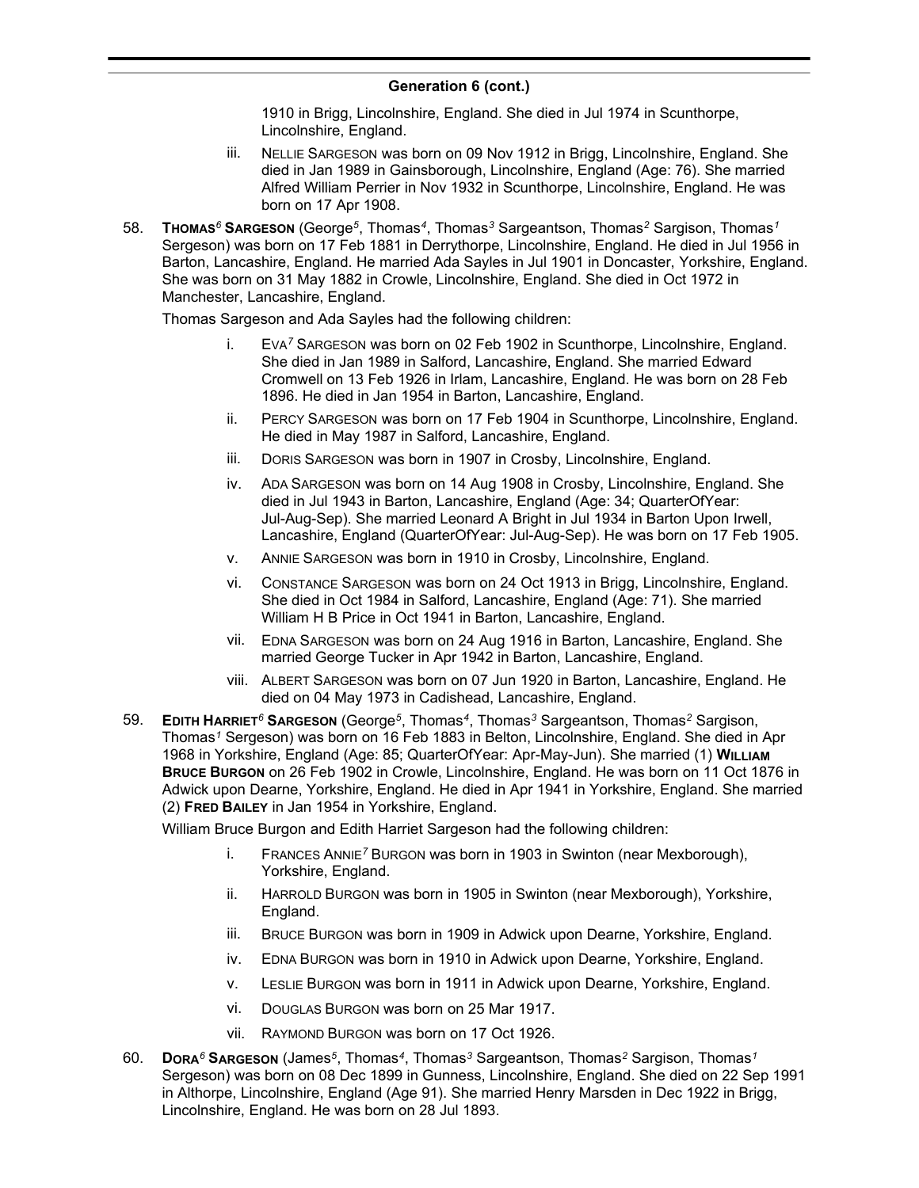## Generation 6 (cont.)

1910 in Brigg, Lincolnshire, England. She died in Jul 1974 in Scunthorpe, Lincolnshire, England.

iii. NELLIE SARGESON was born on 09 Nov 1912 in Brigg, Lincolnshire, England. She died in Jan 1989 in Gainsborough, Lincolnshire, England (Age: 76). She married Alfred William Perrier in Nov 1932 in Scunthorpe, Lincolnshire, England. He was born on 17 Apr 1908.

58. **THOMAS[6] SARGESON** (George[5], Thomas[4], Thomas[3] Sargeantson, Thomas[2] Sargison, Thomas[1] Sergeson) was born on 17 Feb 1881 in Derrythorpe, Lincolnshire, England. He died in Jul 1956 in Barton, Lancashire, England. He married Ada Sayles in Jul 1901 in Doncaster, Yorkshire, England. She was born on 31 May 1882 in Crowle, Lincolnshire, England. She died in Oct 1972 in Manchester, Lancashire, England.

Thomas Sargeson and Ada Sayles had the following children:

i. EVA[7] SARGESON was born on 02 Feb 1902 in Scunthorpe, Lincolnshire, England. She died in Jan 1989 in Salford, Lancashire, England. She married Edward Cromwell on 13 Feb 1926 in Irlam, Lancashire, England. He was born on 28 Feb 1896. He died in Jan 1954 in Barton, Lancashire, England.

ii. PERCY SARGESON was born on 17 Feb 1904 in Scunthorpe, Lincolnshire, England. He died in May 1987 in Salford, Lancashire, England.

iii. DORIS SARGESON was born in 1907 in Crosby, Lincolnshire, England.

iv. ADA SARGESON was born on 14 Aug 1908 in Crosby, Lincolnshire, England. She died in Jul 1943 in Barton, Lancashire, England (Age: 34; QuarterOfYear: Jul-Aug-Sep). She married Leonard A Bright in Jul 1934 in Barton Upon Irwell, Lancashire, England (QuarterOfYear: Jul-Aug-Sep). He was born on 17 Feb 1905.

v. ANNIE SARGESON was born in 1910 in Crosby, Lincolnshire, England.

vi. CONSTANCE SARGESON was born on 24 Oct 1913 in Brigg, Lincolnshire, England. She died in Oct 1984 in Salford, Lancashire, England (Age: 71). She married William H B Price in Oct 1941 in Barton, Lancashire, England.

vii. EDNA SARGESON was born on 24 Aug 1916 in Barton, Lancashire, England. She married George Tucker in Apr 1942 in Barton, Lancashire, England.

viii. ALBERT SARGESON was born on 07 Jun 1920 in Barton, Lancashire, England. He died on 04 May 1973 in Cadishead, Lancashire, England.

59. **EDITH HARRIET[6] SARGESON** (George[5], Thomas[4], Thomas[3] Sargeantson, Thomas[2] Sargison, Thomas[1] Sergeson) was born on 16 Feb 1883 in Belton, Lincolnshire, England. She died in Apr 1968 in Yorkshire, England (Age: 85; QuarterOfYear: Apr-May-Jun). She married (1) **WILLIAM BRUCE BURGON** on 26 Feb 1902 in Crowle, Lincolnshire, England. He was born on 11 Oct 1876 in Adwick upon Dearne, Yorkshire, England. He died in Apr 1941 in Yorkshire, England. She married (2) **FRED BAILEY** in Jan 1954 in Yorkshire, England.

William Bruce Burgon and Edith Harriet Sargeson had the following children:

i. FRANCES ANNIE[7] BURGON was born in 1903 in Swinton (near Mexborough), Yorkshire, England.

ii. HARROLD BURGON was born in 1905 in Swinton (near Mexborough), Yorkshire, England.

iii. BRUCE BURGON was born in 1909 in Adwick upon Dearne, Yorkshire, England.

iv. EDNA BURGON was born in 1910 in Adwick upon Dearne, Yorkshire, England.

v. LESLIE BURGON was born in 1911 in Adwick upon Dearne, Yorkshire, England.

vi. DOUGLAS BURGON was born on 25 Mar 1917.

vii. RAYMOND BURGON was born on 17 Oct 1926.

60. **DORA[6] SARGESON** (James[5], Thomas[4], Thomas[3] Sargeantson, Thomas[2] Sargison, Thomas[1] Sergeson) was born on 08 Dec 1899 in Gunness, Lincolnshire, England. She died on 22 Sep 1991 in Althorpe, Lincolnshire, England (Age 91). She married Henry Marsden in Dec 1922 in Brigg, Lincolnshire, England. He was born on 28 Jul 1893.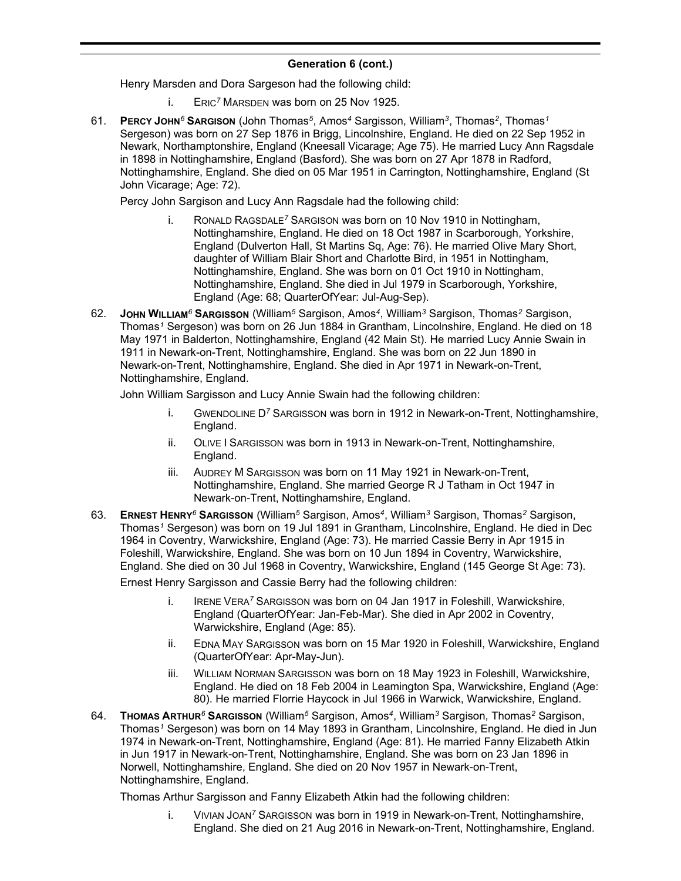## Generation 6 (cont.)

Henry Marsden and Dora Sargeson had the following child:

i. ERIC[7] MARSDEN was born on 25 Nov 1925.

61. **PERCY JOHN[6] SARGISON** (John Thomas[5], Amos[4] Sargisson, William[3], Thomas[2], Thomas[1] Sergeson) was born on 27 Sep 1876 in Brigg, Lincolnshire, England. He died on 22 Sep 1952 in Newark, Northamptonshire, England (Kneesall Vicarage; Age 75). He married Lucy Ann Ragsdale in 1898 in Nottinghamshire, England (Basford). She was born on 27 Apr 1878 in Radford, Nottinghamshire, England. She died on 05 Mar 1951 in Carrington, Nottinghamshire, England (St John Vicarage; Age: 72).

Percy John Sargison and Lucy Ann Ragsdale had the following child:

i. RONALD RAGSDALE[7] SARGISON was born on 10 Nov 1910 in Nottingham, Nottinghamshire, England. He died on 18 Oct 1987 in Scarborough, Yorkshire, England (Dulverton Hall, St Martins Sq, Age: 76). He married Olive Mary Short, daughter of William Blair Short and Charlotte Bird, in 1951 in Nottingham, Nottinghamshire, England. She was born on 01 Oct 1910 in Nottingham, Nottinghamshire, England. She died in Jul 1979 in Scarborough, Yorkshire, England (Age: 68; QuarterOfYear: Jul-Aug-Sep).

62. **JOHN WILLIAM[6] SARGISSON** (William[5] Sargison, Amos[4], William[3] Sargison, Thomas[2] Sargison, Thomas[1] Sergeson) was born on 26 Jun 1884 in Grantham, Lincolnshire, England. He died on 18 May 1971 in Balderton, Nottinghamshire, England (42 Main St). He married Lucy Annie Swain in 1911 in Newark-on-Trent, Nottinghamshire, England. She was born on 22 Jun 1890 in Newark-on-Trent, Nottinghamshire, England. She died in Apr 1971 in Newark-on-Trent, Nottinghamshire, England.

John William Sargisson and Lucy Annie Swain had the following children:

i. GWENDOLINE D[7] SARGISSON was born in 1912 in Newark-on-Trent, Nottinghamshire, England.

ii. OLIVE I SARGISSON was born in 1913 in Newark-on-Trent, Nottinghamshire, England.

iii. AUDREY M SARGISSON was born on 11 May 1921 in Newark-on-Trent, Nottinghamshire, England. She married George R J Tatham in Oct 1947 in Newark-on-Trent, Nottinghamshire, England.

63. **ERNEST HENRY[6] SARGISSON** (William[5] Sargison, Amos[4], William[3] Sargison, Thomas[2] Sargison, Thomas[1] Sergeson) was born on 19 Jul 1891 in Grantham, Lincolnshire, England. He died in Dec 1964 in Coventry, Warwickshire, England (Age: 73). He married Cassie Berry in Apr 1915 in Foleshill, Warwickshire, England. She was born on 10 Jun 1894 in Coventry, Warwickshire, England. She died on 30 Jul 1968 in Coventry, Warwickshire, England (145 George St Age: 73).

Ernest Henry Sargisson and Cassie Berry had the following children:

i. IRENE VERA[7] SARGISSON was born on 04 Jan 1917 in Foleshill, Warwickshire, England (QuarterOfYear: Jan-Feb-Mar). She died in Apr 2002 in Coventry, Warwickshire, England (Age: 85).

ii. EDNA MAY SARGISSON was born on 15 Mar 1920 in Foleshill, Warwickshire, England (QuarterOfYear: Apr-May-Jun).

iii. WILLIAM NORMAN SARGISSON was born on 18 May 1923 in Foleshill, Warwickshire, England. He died on 18 Feb 2004 in Leamington Spa, Warwickshire, England (Age: 80). He married Florrie Haycock in Jul 1966 in Warwick, Warwickshire, England.

64. **THOMAS ARTHUR[6] SARGISSON** (William[5] Sargison, Amos[4], William[3] Sargison, Thomas[2] Sargison, Thomas[1] Sergeson) was born on 14 May 1893 in Grantham, Lincolnshire, England. He died in Jun 1974 in Newark-on-Trent, Nottinghamshire, England (Age: 81). He married Fanny Elizabeth Atkin in Jun 1917 in Newark-on-Trent, Nottinghamshire, England. She was born on 23 Jan 1896 in Norwell, Nottinghamshire, England. She died on 20 Nov 1957 in Newark-on-Trent, Nottinghamshire, England.

Thomas Arthur Sargisson and Fanny Elizabeth Atkin had the following children:

i. VIVIAN JOAN[7] SARGISSON was born in 1919 in Newark-on-Trent, Nottinghamshire, England. She died on 21 Aug 2016 in Newark-on-Trent, Nottinghamshire, England.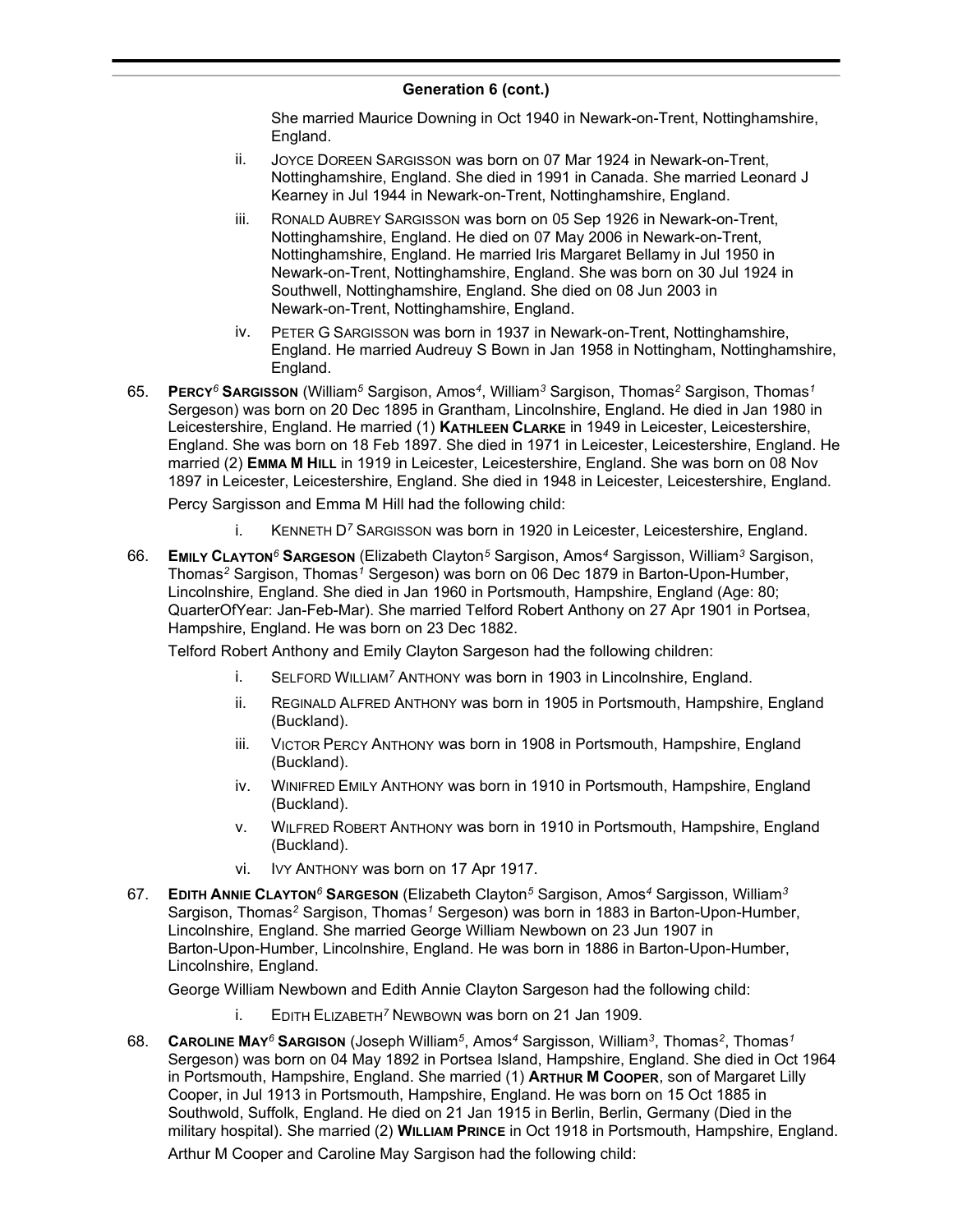## Generation 6 (cont.)

She married Maurice Downing in Oct 1940 in Newark-on-Trent, Nottinghamshire, England.

ii. JOYCE DOREEN SARGISSON was born on 07 Mar 1924 in Newark-on-Trent, Nottinghamshire, England. She died in 1991 in Canada. She married Leonard J Kearney in Jul 1944 in Newark-on-Trent, Nottinghamshire, England.

iii. RONALD AUBREY SARGISSON was born on 05 Sep 1926 in Newark-on-Trent, Nottinghamshire, England. He died on 07 May 2006 in Newark-on-Trent, Nottinghamshire, England. He married Iris Margaret Bellamy in Jul 1950 in Newark-on-Trent, Nottinghamshire, England. She was born on 30 Jul 1924 in Southwell, Nottinghamshire, England. She died on 08 Jun 2003 in Newark-on-Trent, Nottinghamshire, England.

iv. PETER G SARGISSON was born in 1937 in Newark-on-Trent, Nottinghamshire, England. He married Audreuy S Bown in Jan 1958 in Nottingham, Nottinghamshire, England.

65. **PERCY**[6] **SARGISSON** (William[5] Sargison, Amos[4], William[3] Sargison, Thomas[2] Sargison, Thomas[1] Sergeson) was born on 20 Dec 1895 in Grantham, Lincolnshire, England. He died in Jan 1980 in Leicestershire, England. He married (1) **KATHLEEN CLARKE** in 1949 in Leicester, Leicestershire, England. She was born on 18 Feb 1897. She died in 1971 in Leicester, Leicestershire, England. He married (2) **EMMA M HILL** in 1919 in Leicester, Leicestershire, England. She was born on 08 Nov 1897 in Leicester, Leicestershire, England. She died in 1948 in Leicester, Leicestershire, England.

Percy Sargisson and Emma M Hill had the following child:

i. KENNETH D[7] SARGISSON was born in 1920 in Leicester, Leicestershire, England.

66. **EMILY CLAYTON**[6] **SARGESON** (Elizabeth Clayton[5] Sargison, Amos[4] Sargisson, William[3] Sargison, Thomas[2] Sargison, Thomas[1] Sergeson) was born on 06 Dec 1879 in Barton-Upon-Humber, Lincolnshire, England. She died in Jan 1960 in Portsmouth, Hampshire, England (Age: 80; QuarterOfYear: Jan-Feb-Mar). She married Telford Robert Anthony on 27 Apr 1901 in Portsea, Hampshire, England. He was born on 23 Dec 1882.

Telford Robert Anthony and Emily Clayton Sargeson had the following children:

i. SELFORD WILLIAM[7] ANTHONY was born in 1903 in Lincolnshire, England.

ii. REGINALD ALFRED ANTHONY was born in 1905 in Portsmouth, Hampshire, England (Buckland).

iii. VICTOR PERCY ANTHONY was born in 1908 in Portsmouth, Hampshire, England (Buckland).

iv. WINIFRED EMILY ANTHONY was born in 1910 in Portsmouth, Hampshire, England (Buckland).

v. WILFRED ROBERT ANTHONY was born in 1910 in Portsmouth, Hampshire, England (Buckland).

vi. IVY ANTHONY was born on 17 Apr 1917.

67. **EDITH ANNIE CLAYTON**[6] **SARGESON** (Elizabeth Clayton[5] Sargison, Amos[4] Sargisson, William[3] Sargison, Thomas[2] Sargison, Thomas[1] Sergeson) was born in 1883 in Barton-Upon-Humber, Lincolnshire, England. She married George William Newbown on 23 Jun 1907 in Barton-Upon-Humber, Lincolnshire, England. He was born in 1886 in Barton-Upon-Humber, Lincolnshire, England.

George William Newbown and Edith Annie Clayton Sargeson had the following child:

i. EDITH ELIZABETH[7] NEWBOWN was born on 21 Jan 1909.

68. **CAROLINE MAY**[6] **SARGISON** (Joseph William[5], Amos[4] Sargisson, William[3], Thomas[2], Thomas[1] Sergeson) was born on 04 May 1892 in Portsea Island, Hampshire, England. She died in Oct 1964 in Portsmouth, Hampshire, England. She married (1) **ARTHUR M COOPER**, son of Margaret Lilly Cooper, in Jul 1913 in Portsmouth, Hampshire, England. He was born on 15 Oct 1885 in Southwold, Suffolk, England. He died on 21 Jan 1915 in Berlin, Berlin, Germany (Died in the military hospital). She married (2) **WILLIAM PRINCE** in Oct 1918 in Portsmouth, Hampshire, England.

Arthur M Cooper and Caroline May Sargison had the following child: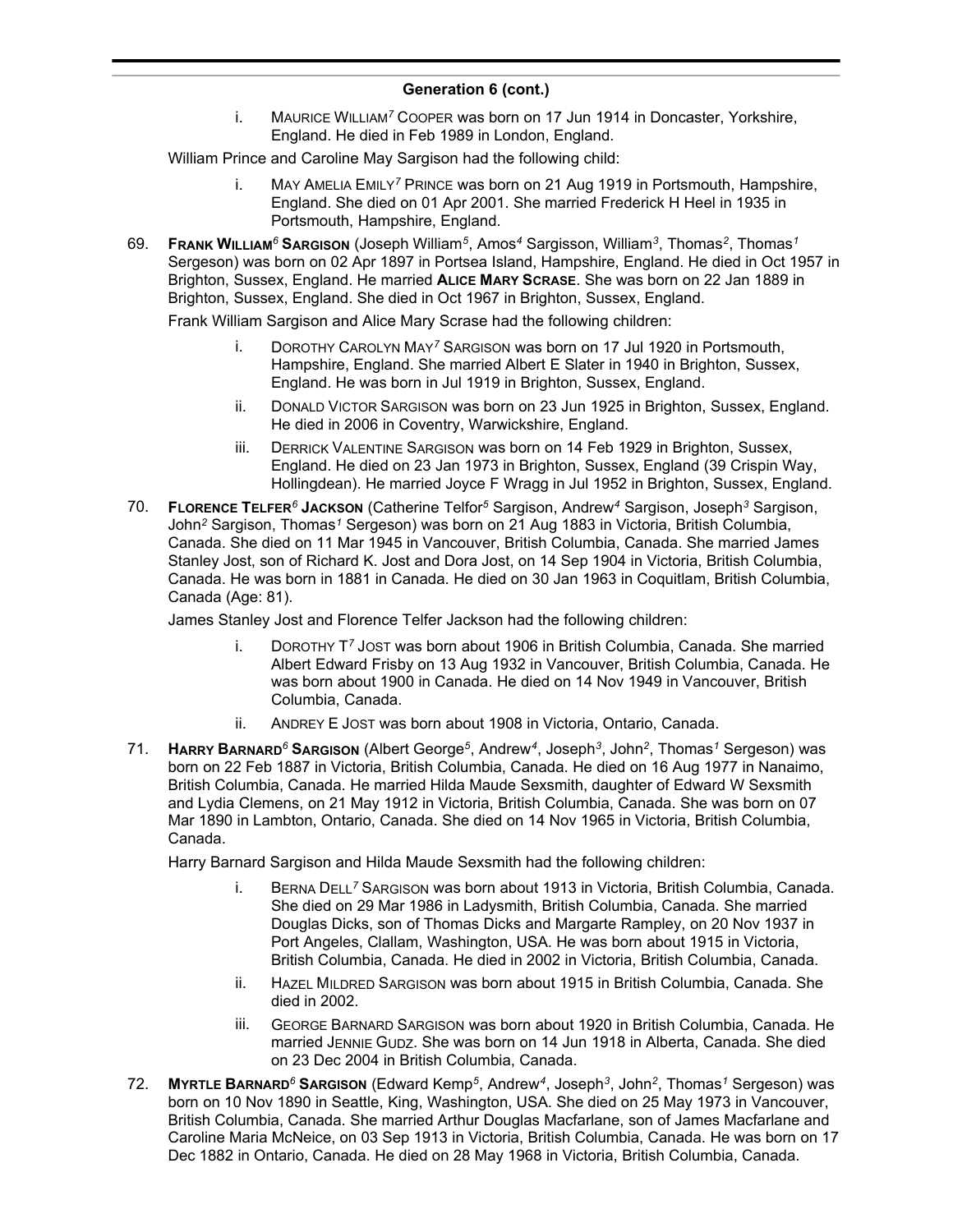## Generation 6 (cont.)

i. MAURICE WILLIAM[7] COOPER was born on 17 Jun 1914 in Doncaster, Yorkshire, England. He died in Feb 1989 in London, England.

William Prince and Caroline May Sargison had the following child:

i. MAY AMELIA EMILY[7] PRINCE was born on 21 Aug 1919 in Portsmouth, Hampshire, England. She died on 01 Apr 2001. She married Frederick H Heel in 1935 in Portsmouth, Hampshire, England.

69. **FRANK WILLIAM[6] SARGISON** (Joseph William[5], Amos[4] Sargisson, William[3], Thomas[2], Thomas[1] Sergeson) was born on 02 Apr 1897 in Portsea Island, Hampshire, England. He died in Oct 1957 in Brighton, Sussex, England. He married **ALICE MARY SCRASE**. She was born on 22 Jan 1889 in Brighton, Sussex, England. She died in Oct 1967 in Brighton, Sussex, England.

Frank William Sargison and Alice Mary Scrase had the following children:

i. DOROTHY CAROLYN MAY[7] SARGISON was born on 17 Jul 1920 in Portsmouth, Hampshire, England. She married Albert E Slater in 1940 in Brighton, Sussex, England. He was born in Jul 1919 in Brighton, Sussex, England.

ii. DONALD VICTOR SARGISON was born on 23 Jun 1925 in Brighton, Sussex, England. He died in 2006 in Coventry, Warwickshire, England.

iii. DERRICK VALENTINE SARGISON was born on 14 Feb 1929 in Brighton, Sussex, England. He died on 23 Jan 1973 in Brighton, Sussex, England (39 Crispin Way, Hollingdean). He married Joyce F Wragg in Jul 1952 in Brighton, Sussex, England.

70. **FLORENCE TELFER[6] JACKSON** (Catherine Telfor[5] Sargison, Andrew[4] Sargison, Joseph[3] Sargison, John[2] Sargison, Thomas[1] Sergeson) was born on 21 Aug 1883 in Victoria, British Columbia, Canada. She died on 11 Mar 1945 in Vancouver, British Columbia, Canada. She married James Stanley Jost, son of Richard K. Jost and Dora Jost, on 14 Sep 1904 in Victoria, British Columbia, Canada. He was born in 1881 in Canada. He died on 30 Jan 1963 in Coquitlam, British Columbia, Canada (Age: 81).

James Stanley Jost and Florence Telfer Jackson had the following children:

i. DOROTHY T[7] JOST was born about 1906 in British Columbia, Canada. She married Albert Edward Frisby on 13 Aug 1932 in Vancouver, British Columbia, Canada. He was born about 1900 in Canada. He died on 14 Nov 1949 in Vancouver, British Columbia, Canada.

ii. ANDREY E JOST was born about 1908 in Victoria, Ontario, Canada.

71. **HARRY BARNARD[6] SARGISON** (Albert George[5], Andrew[4], Joseph[3], John[2], Thomas[1] Sergeson) was born on 22 Feb 1887 in Victoria, British Columbia, Canada. He died on 16 Aug 1977 in Nanaimo, British Columbia, Canada. He married Hilda Maude Sexsmith, daughter of Edward W Sexsmith and Lydia Clemens, on 21 May 1912 in Victoria, British Columbia, Canada. She was born on 07 Mar 1890 in Lambton, Ontario, Canada. She died on 14 Nov 1965 in Victoria, British Columbia, Canada.

Harry Barnard Sargison and Hilda Maude Sexsmith had the following children:

i. BERNA DELL[7] SARGISON was born about 1913 in Victoria, British Columbia, Canada. She died on 29 Mar 1986 in Ladysmith, British Columbia, Canada. She married Douglas Dicks, son of Thomas Dicks and Margarte Rampley, on 20 Nov 1937 in Port Angeles, Clallam, Washington, USA. He was born about 1915 in Victoria, British Columbia, Canada. He died in 2002 in Victoria, British Columbia, Canada.

ii. HAZEL MILDRED SARGISON was born about 1915 in British Columbia, Canada. She died in 2002.

iii. GEORGE BARNARD SARGISON was born about 1920 in British Columbia, Canada. He married JENNIE GUDZ. She was born on 14 Jun 1918 in Alberta, Canada. She died on 23 Dec 2004 in British Columbia, Canada.

72. **MYRTLE BARNARD[6] SARGISON** (Edward Kemp[5], Andrew[4], Joseph[3], John[2], Thomas[1] Sergeson) was born on 10 Nov 1890 in Seattle, King, Washington, USA. She died on 25 May 1973 in Vancouver, British Columbia, Canada. She married Arthur Douglas Macfarlane, son of James Macfarlane and Caroline Maria McNeice, on 03 Sep 1913 in Victoria, British Columbia, Canada. He was born on 17 Dec 1882 in Ontario, Canada. He died on 28 May 1968 in Victoria, British Columbia, Canada.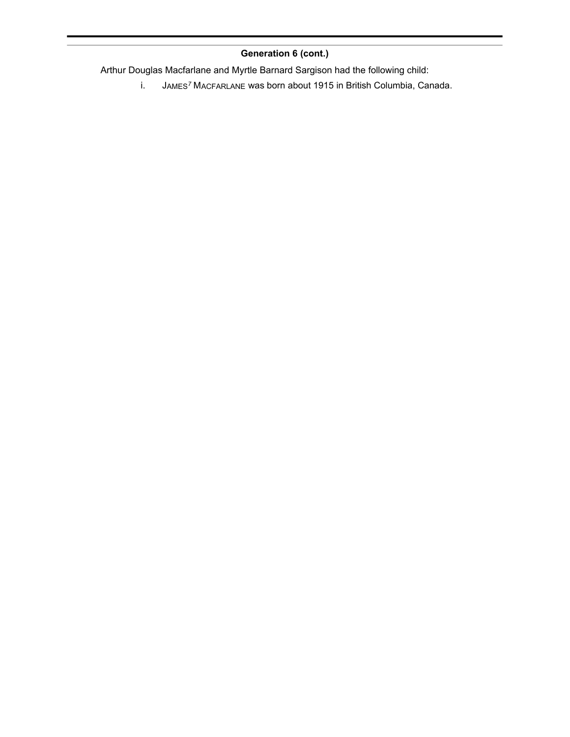## Generation 6 (cont.)

Arthur Douglas Macfarlane and Myrtle Barnard Sargison had the following child:

i. JAMES[7] MACFARLANE was born about 1915 in British Columbia, Canada.